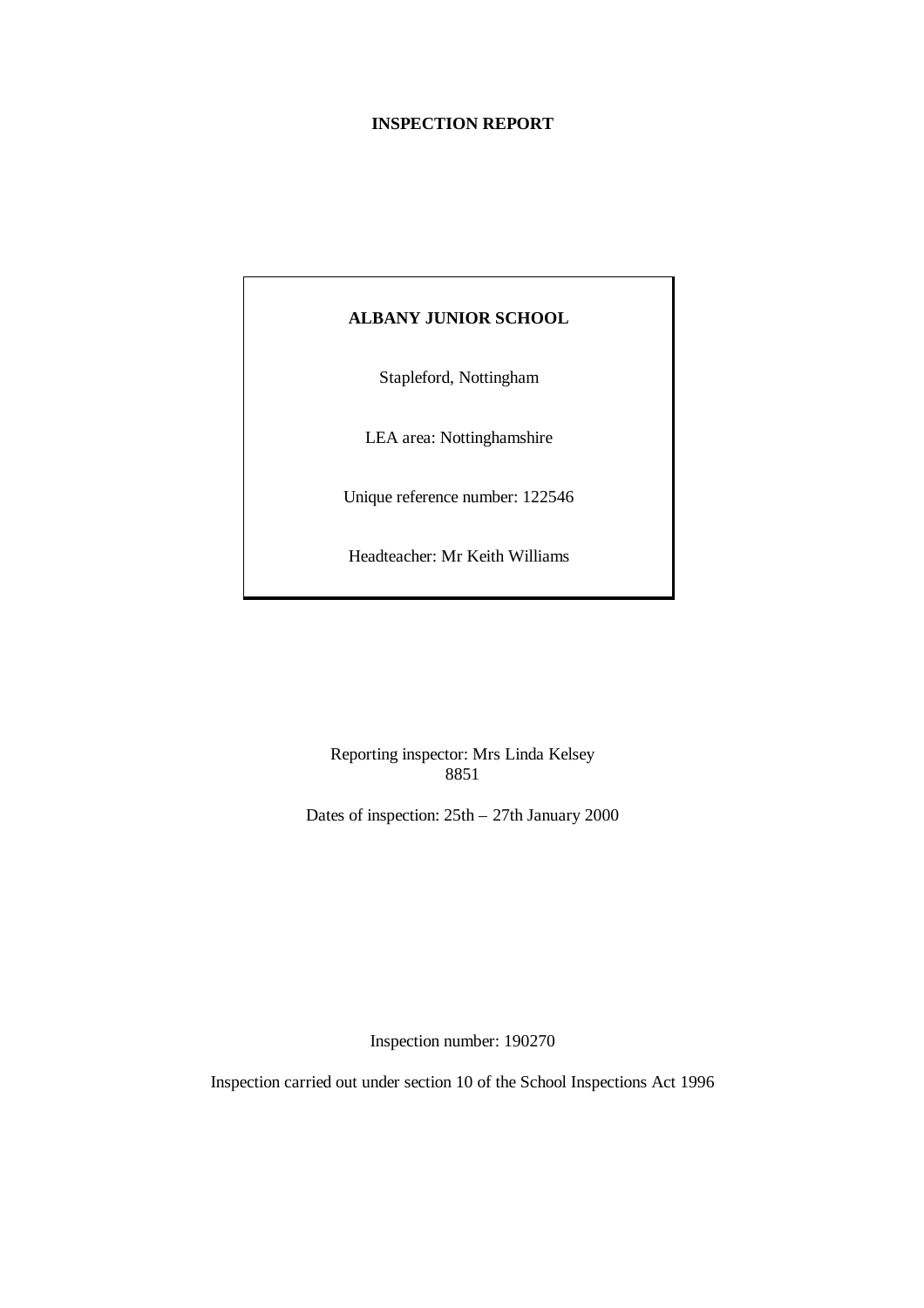# INSPECTION REPORT

**ALBANY JUNIOR SCHOOL**

Stapleford, Nottingham

LEA area: Nottinghamshire

Unique reference number: 122546

Headteacher: Mr Keith Williams

Reporting inspector: Mrs Linda Kelsey
8851

Dates of inspection: 25th – 27th January 2000

Inspection number: 190270

Inspection carried out under section 10 of the School Inspections Act 1996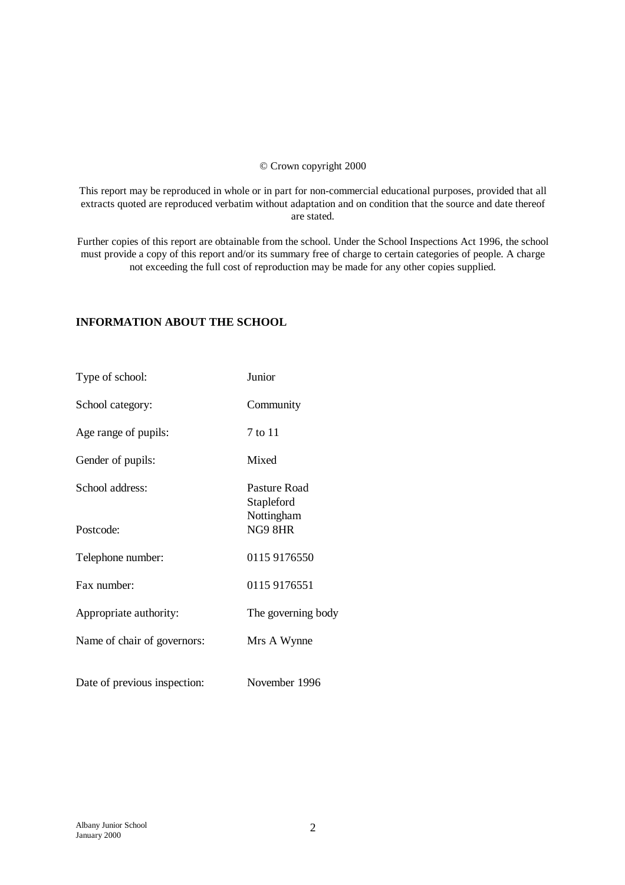© Crown copyright 2000

This report may be reproduced in whole or in part for non-commercial educational purposes, provided that all extracts quoted are reproduced verbatim without adaptation and on condition that the source and date thereof are stated.

Further copies of this report are obtainable from the school. Under the School Inspections Act 1996, the school must provide a copy of this report and/or its summary free of charge to certain categories of people. A charge not exceeding the full cost of reproduction may be made for any other copies supplied.

## INFORMATION ABOUT THE SCHOOL

| | |
|---|---|
| Type of school: | Junior |
| School category: | Community |
| Age range of pupils: | 7 to 11 |
| Gender of pupils: | Mixed |
| School address: | Pasture Road<br>Stapleford<br>Nottingham |
| Postcode: | NG9 8HR |
| Telephone number: | 0115 9176550 |
| Fax number: | 0115 9176551 |
| Appropriate authority: | The governing body |
| Name of chair of governors: | Mrs A Wynne |
| Date of previous inspection: | November 1996 |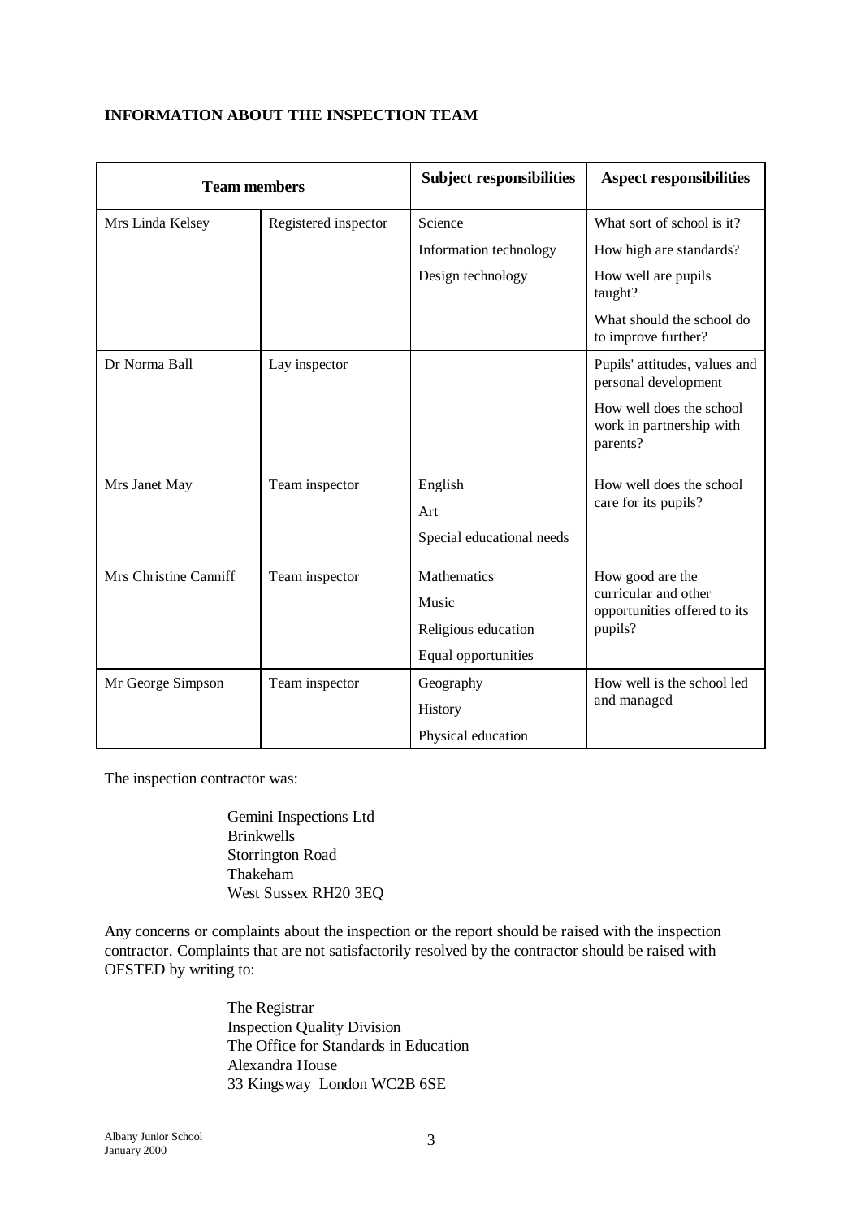**INFORMATION ABOUT THE INSPECTION TEAM**

| Team members | | Subject responsibilities | Aspect responsibilities |
|---|---|---|---|
| Mrs Linda Kelsey | Registered inspector | Science<br>Information technology<br>Design technology | What sort of school is it?<br>How high are standards?<br>How well are pupils taught?<br>What should the school do to improve further? |
| Dr Norma Ball | Lay inspector | | Pupils' attitudes, values and personal development<br>How well does the school work in partnership with parents? |
| Mrs Janet May | Team inspector | English<br>Art<br>Special educational needs | How well does the school care for its pupils? |
| Mrs Christine Canniff | Team inspector | Mathematics<br>Music<br>Religious education<br>Equal opportunities | How good are the curricular and other opportunities offered to its pupils? |
| Mr George Simpson | Team inspector | Geography<br>History<br>Physical education | How well is the school led and managed |

The inspection contractor was:

Gemini Inspections Ltd
Brinkwells
Storrington Road
Thakeham
West Sussex RH20 3EQ

Any concerns or complaints about the inspection or the report should be raised with the inspection contractor. Complaints that are not satisfactorily resolved by the contractor should be raised with OFSTED by writing to:

The Registrar
Inspection Quality Division
The Office for Standards in Education
Alexandra House
33 Kingsway London WC2B 6SE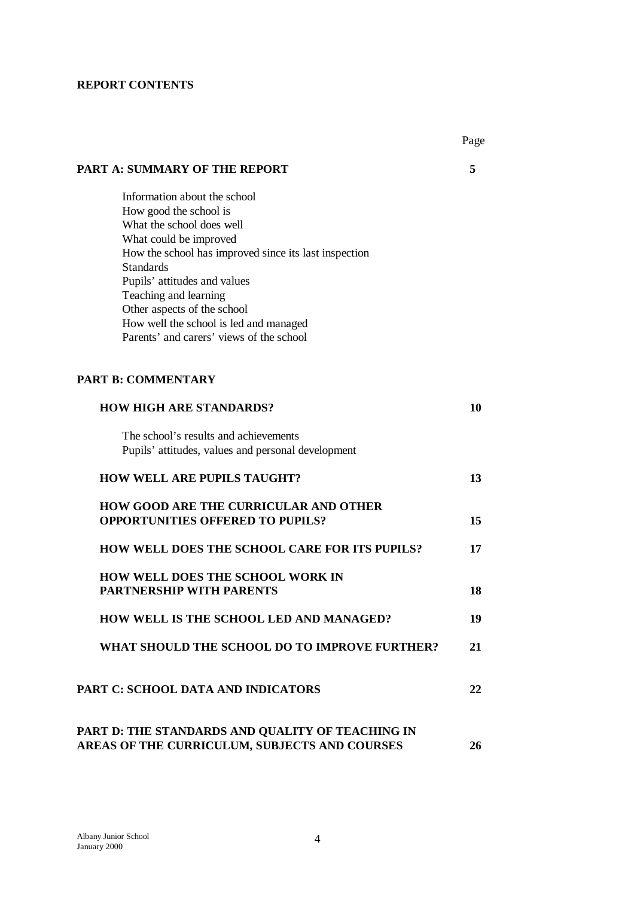**REPORT CONTENTS**

| | Page |
|---|---|
| **PART A: SUMMARY OF THE REPORT** | **5** |
| Information about the school<br>How good the school is<br>What the school does well<br>What could be improved<br>How the school has improved since its last inspection<br>Standards<br>Pupils' attitudes and values<br>Teaching and learning<br>Other aspects of the school<br>How well the school is led and managed<br>Parents' and carers' views of the school | |
| **PART B: COMMENTARY** | |
| **HOW HIGH ARE STANDARDS?** | **10** |
| The school's results and achievements<br>Pupils' attitudes, values and personal development | |
| **HOW WELL ARE PUPILS TAUGHT?** | **13** |
| **HOW GOOD ARE THE CURRICULAR AND OTHER OPPORTUNITIES OFFERED TO PUPILS?** | **15** |
| **HOW WELL DOES THE SCHOOL CARE FOR ITS PUPILS?** | **17** |
| **HOW WELL DOES THE SCHOOL WORK IN PARTNERSHIP WITH PARENTS** | **18** |
| **HOW WELL IS THE SCHOOL LED AND MANAGED?** | **19** |
| **WHAT SHOULD THE SCHOOL DO TO IMPROVE FURTHER?** | **21** |
| **PART C: SCHOOL DATA AND INDICATORS** | **22** |
| **PART D: THE STANDARDS AND QUALITY OF TEACHING IN AREAS OF THE CURRICULUM, SUBJECTS AND COURSES** | **26** |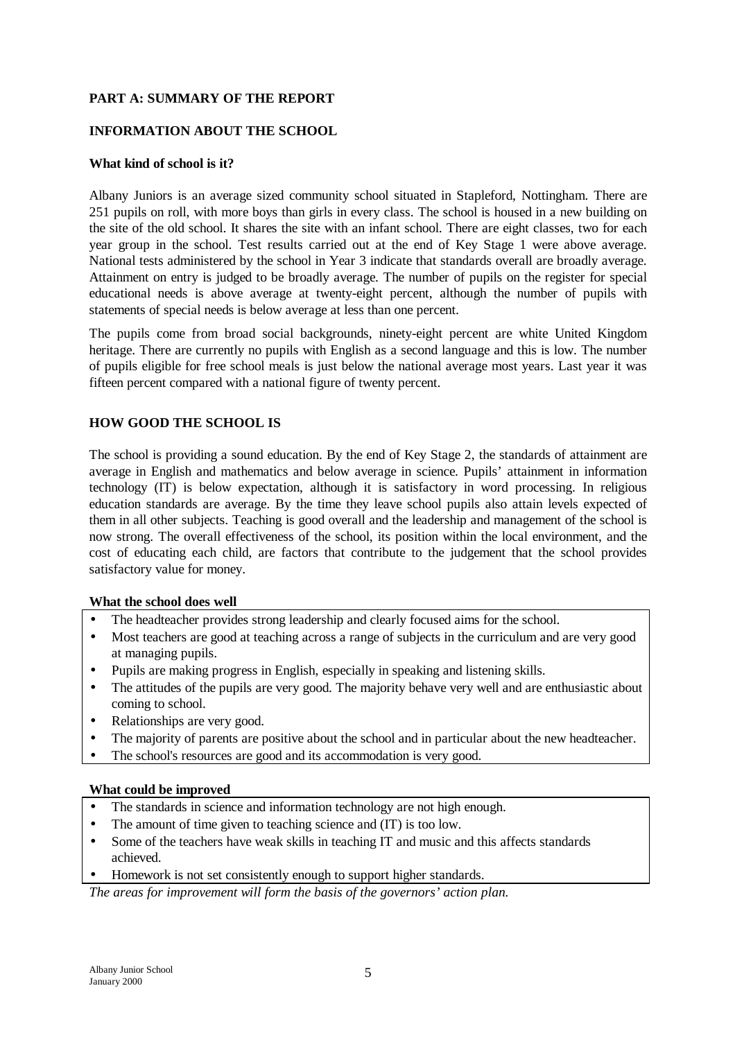## PART A: SUMMARY OF THE REPORT

## INFORMATION ABOUT THE SCHOOL

### What kind of school is it?

Albany Juniors is an average sized community school situated in Stapleford, Nottingham. There are 251 pupils on roll, with more boys than girls in every class. The school is housed in a new building on the site of the old school. It shares the site with an infant school. There are eight classes, two for each year group in the school. Test results carried out at the end of Key Stage 1 were above average. National tests administered by the school in Year 3 indicate that standards overall are broadly average. Attainment on entry is judged to be broadly average. The number of pupils on the register for special educational needs is above average at twenty-eight percent, although the number of pupils with statements of special needs is below average at less than one percent.

The pupils come from broad social backgrounds, ninety-eight percent are white United Kingdom heritage. There are currently no pupils with English as a second language and this is low. The number of pupils eligible for free school meals is just below the national average most years. Last year it was fifteen percent compared with a national figure of twenty percent.

## HOW GOOD THE SCHOOL IS

The school is providing a sound education. By the end of Key Stage 2, the standards of attainment are average in English and mathematics and below average in science. Pupils' attainment in information technology (IT) is below expectation, although it is satisfactory in word processing. In religious education standards are average. By the time they leave school pupils also attain levels expected of them in all other subjects. Teaching is good overall and the leadership and management of the school is now strong. The overall effectiveness of the school, its position within the local environment, and the cost of educating each child, are factors that contribute to the judgement that the school provides satisfactory value for money.

### What the school does well

- The headteacher provides strong leadership and clearly focused aims for the school.
- Most teachers are good at teaching across a range of subjects in the curriculum and are very good at managing pupils.
- Pupils are making progress in English, especially in speaking and listening skills.
- The attitudes of the pupils are very good. The majority behave very well and are enthusiastic about coming to school.
- Relationships are very good.
- The majority of parents are positive about the school and in particular about the new headteacher.
- The school's resources are good and its accommodation is very good.

### What could be improved

- The standards in science and information technology are not high enough.
- The amount of time given to teaching science and (IT) is too low.
- Some of the teachers have weak skills in teaching IT and music and this affects standards achieved.
- Homework is not set consistently enough to support higher standards.

*The areas for improvement will form the basis of the governors' action plan.*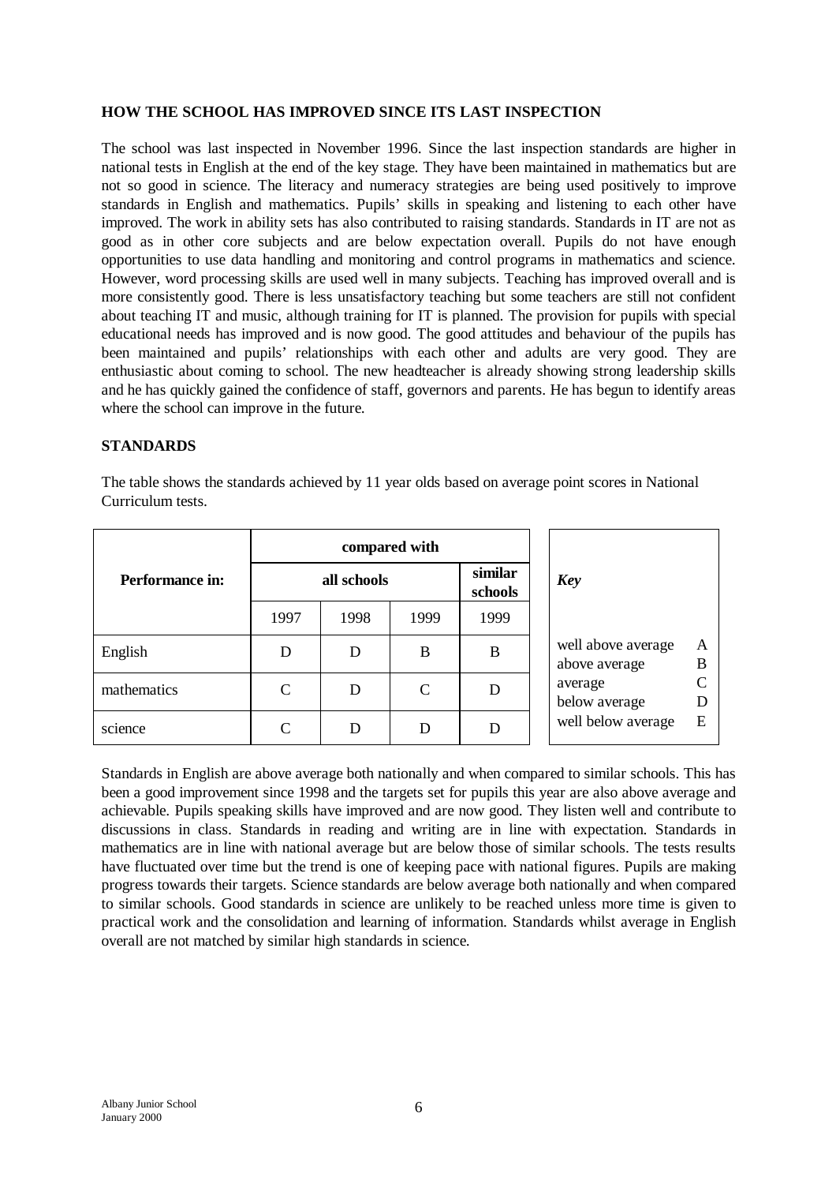## HOW THE SCHOOL HAS IMPROVED SINCE ITS LAST INSPECTION

The school was last inspected in November 1996. Since the last inspection standards are higher in national tests in English at the end of the key stage. They have been maintained in mathematics but are not so good in science. The literacy and numeracy strategies are being used positively to improve standards in English and mathematics. Pupils' skills in speaking and listening to each other have improved. The work in ability sets has also contributed to raising standards. Standards in IT are not as good as in other core subjects and are below expectation overall. Pupils do not have enough opportunities to use data handling and monitoring and control programs in mathematics and science. However, word processing skills are used well in many subjects. Teaching has improved overall and is more consistently good. There is less unsatisfactory teaching but some teachers are still not confident about teaching IT and music, although training for IT is planned. The provision for pupils with special educational needs has improved and is now good. The good attitudes and behaviour of the pupils has been maintained and pupils' relationships with each other and adults are very good. They are enthusiastic about coming to school. The new headteacher is already showing strong leadership skills and he has quickly gained the confidence of staff, governors and parents. He has begun to identify areas where the school can improve in the future.

## STANDARDS

The table shows the standards achieved by 11 year olds based on average point scores in National Curriculum tests.

| Performance in: | compared with | | | |
|---|---|---|---|---|
| | all schools | | | similar schools |
| | 1997 | 1998 | 1999 | 1999 |
| English | D | D | B | B |
| mathematics | C | D | C | D |
| science | C | D | D | D |

| *Key* | |
|---|---|
| well above average | A |
| above average | B |
| average | C |
| below average | D |
| well below average | E |

Standards in English are above average both nationally and when compared to similar schools. This has been a good improvement since 1998 and the targets set for pupils this year are also above average and achievable. Pupils speaking skills have improved and are now good. They listen well and contribute to discussions in class. Standards in reading and writing are in line with expectation. Standards in mathematics are in line with national average but are below those of similar schools. The tests results have fluctuated over time but the trend is one of keeping pace with national figures. Pupils are making progress towards their targets. Science standards are below average both nationally and when compared to similar schools. Good standards in science are unlikely to be reached unless more time is given to practical work and the consolidation and learning of information. Standards whilst average in English overall are not matched by similar high standards in science.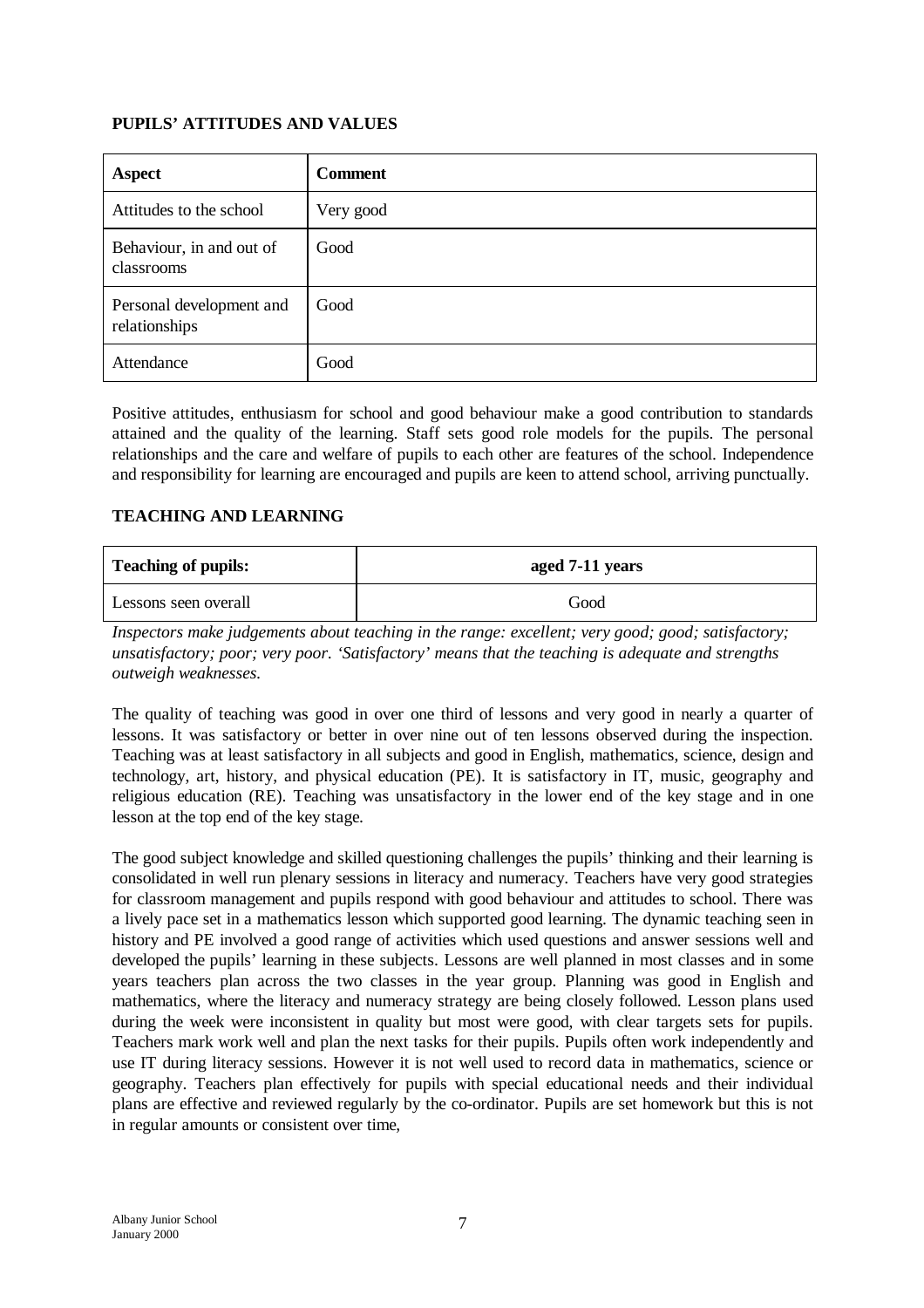## PUPILS' ATTITUDES AND VALUES

| Aspect | Comment |
|---|---|
| Attitudes to the school | Very good |
| Behaviour, in and out of classrooms | Good |
| Personal development and relationships | Good |
| Attendance | Good |

Positive attitudes, enthusiasm for school and good behaviour make a good contribution to standards attained and the quality of the learning. Staff sets good role models for the pupils. The personal relationships and the care and welfare of pupils to each other are features of the school. Independence and responsibility for learning are encouraged and pupils are keen to attend school, arriving punctually.

## TEACHING AND LEARNING

| Teaching of pupils: | aged 7-11 years |
|---|---|
| Lessons seen overall | Good |

*Inspectors make judgements about teaching in the range: excellent; very good; good; satisfactory; unsatisfactory; poor; very poor. 'Satisfactory' means that the teaching is adequate and strengths outweigh weaknesses.*

The quality of teaching was good in over one third of lessons and very good in nearly a quarter of lessons. It was satisfactory or better in over nine out of ten lessons observed during the inspection. Teaching was at least satisfactory in all subjects and good in English, mathematics, science, design and technology, art, history, and physical education (PE). It is satisfactory in IT, music, geography and religious education (RE). Teaching was unsatisfactory in the lower end of the key stage and in one lesson at the top end of the key stage.

The good subject knowledge and skilled questioning challenges the pupils' thinking and their learning is consolidated in well run plenary sessions in literacy and numeracy. Teachers have very good strategies for classroom management and pupils respond with good behaviour and attitudes to school. There was a lively pace set in a mathematics lesson which supported good learning. The dynamic teaching seen in history and PE involved a good range of activities which used questions and answer sessions well and developed the pupils' learning in these subjects. Lessons are well planned in most classes and in some years teachers plan across the two classes in the year group. Planning was good in English and mathematics, where the literacy and numeracy strategy are being closely followed. Lesson plans used during the week were inconsistent in quality but most were good, with clear targets sets for pupils. Teachers mark work well and plan the next tasks for their pupils. Pupils often work independently and use IT during literacy sessions. However it is not well used to record data in mathematics, science or geography. Teachers plan effectively for pupils with special educational needs and their individual plans are effective and reviewed regularly by the co-ordinator. Pupils are set homework but this is not in regular amounts or consistent over time,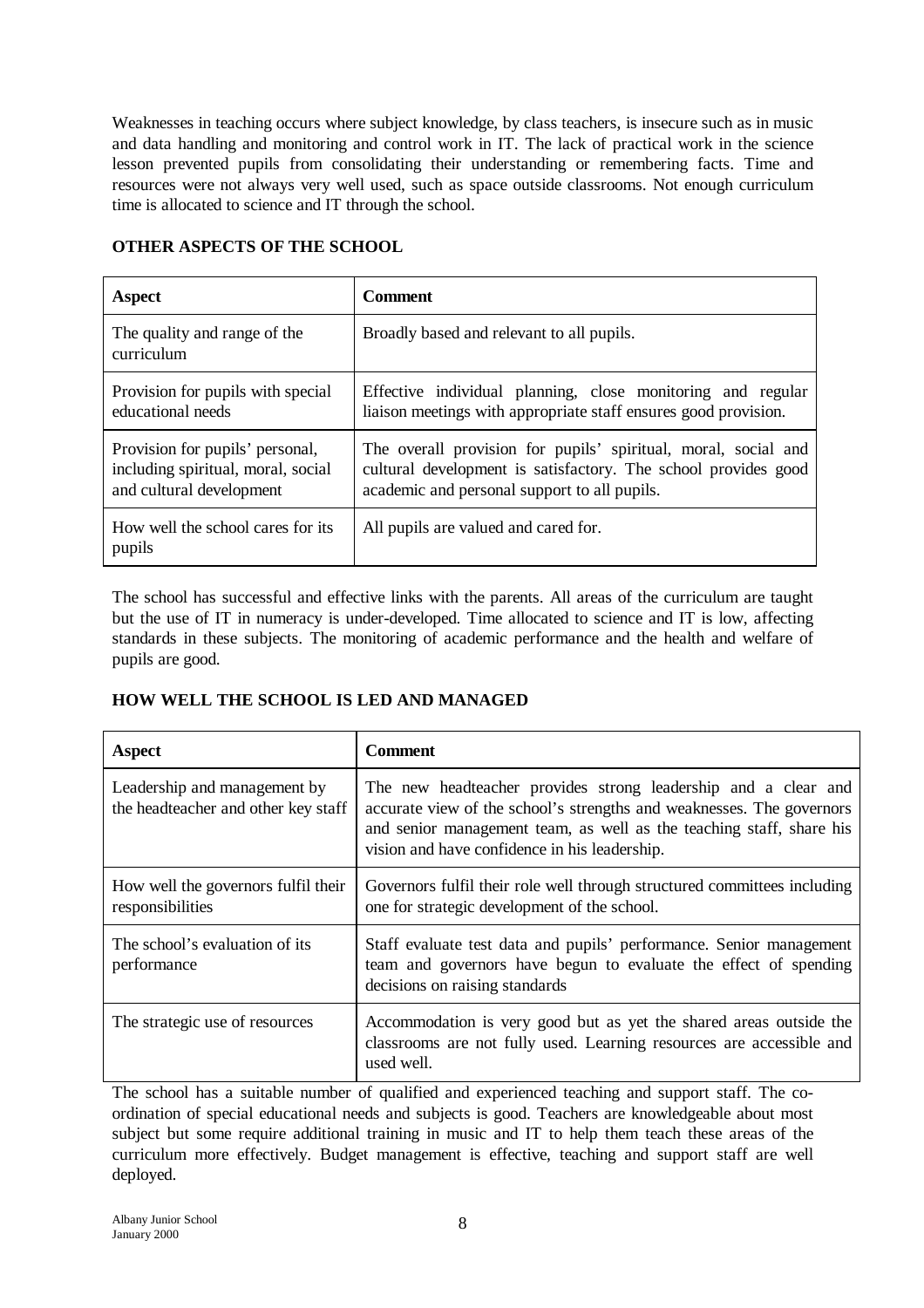Weaknesses in teaching occurs where subject knowledge, by class teachers, is insecure such as in music and data handling and monitoring and control work in IT. The lack of practical work in the science lesson prevented pupils from consolidating their understanding or remembering facts. Time and resources were not always very well used, such as space outside classrooms. Not enough curriculum time is allocated to science and IT through the school.

## OTHER ASPECTS OF THE SCHOOL

| Aspect | Comment |
|---|---|
| The quality and range of the curriculum | Broadly based and relevant to all pupils. |
| Provision for pupils with special educational needs | Effective individual planning, close monitoring and regular liaison meetings with appropriate staff ensures good provision. |
| Provision for pupils' personal, including spiritual, moral, social and cultural development | The overall provision for pupils' spiritual, moral, social and cultural development is satisfactory. The school provides good academic and personal support to all pupils. |
| How well the school cares for its pupils | All pupils are valued and cared for. |

The school has successful and effective links with the parents. All areas of the curriculum are taught but the use of IT in numeracy is under-developed. Time allocated to science and IT is low, affecting standards in these subjects. The monitoring of academic performance and the health and welfare of pupils are good.

## HOW WELL THE SCHOOL IS LED AND MANAGED

| Aspect | Comment |
|---|---|
| Leadership and management by the headteacher and other key staff | The new headteacher provides strong leadership and a clear and accurate view of the school's strengths and weaknesses. The governors and senior management team, as well as the teaching staff, share his vision and have confidence in his leadership. |
| How well the governors fulfil their responsibilities | Governors fulfil their role well through structured committees including one for strategic development of the school. |
| The school's evaluation of its performance | Staff evaluate test data and pupils' performance. Senior management team and governors have begun to evaluate the effect of spending decisions on raising standards |
| The strategic use of resources | Accommodation is very good but as yet the shared areas outside the classrooms are not fully used. Learning resources are accessible and used well. |

The school has a suitable number of qualified and experienced teaching and support staff. The co-ordination of special educational needs and subjects is good. Teachers are knowledgeable about most subject but some require additional training in music and IT to help them teach these areas of the curriculum more effectively. Budget management is effective, teaching and support staff are well deployed.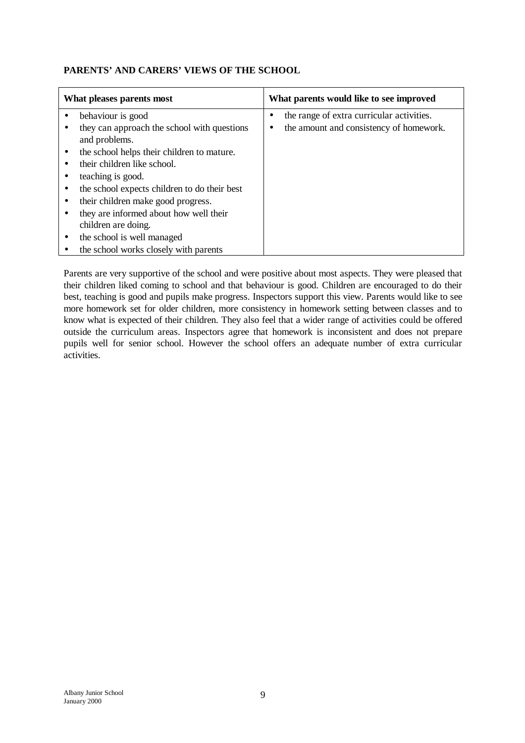**PARENTS' AND CARERS' VIEWS OF THE SCHOOL**

| What pleases parents most | What parents would like to see improved |
|---|---|
| • behaviour is good<br>• they can approach the school with questions and problems.<br>• the school helps their children to mature.<br>• their children like school.<br>• teaching is good.<br>• the school expects children to do their best<br>• their children make good progress.<br>• they are informed about how well their children are doing.<br>• the school is well managed<br>• the school works closely with parents | • the range of extra curricular activities.<br>• the amount and consistency of homework. |

Parents are very supportive of the school and were positive about most aspects. They were pleased that their children liked coming to school and that behaviour is good. Children are encouraged to do their best, teaching is good and pupils make progress. Inspectors support this view. Parents would like to see more homework set for older children, more consistency in homework setting between classes and to know what is expected of their children. They also feel that a wider range of activities could be offered outside the curriculum areas. Inspectors agree that homework is inconsistent and does not prepare pupils well for senior school. However the school offers an adequate number of extra curricular activities.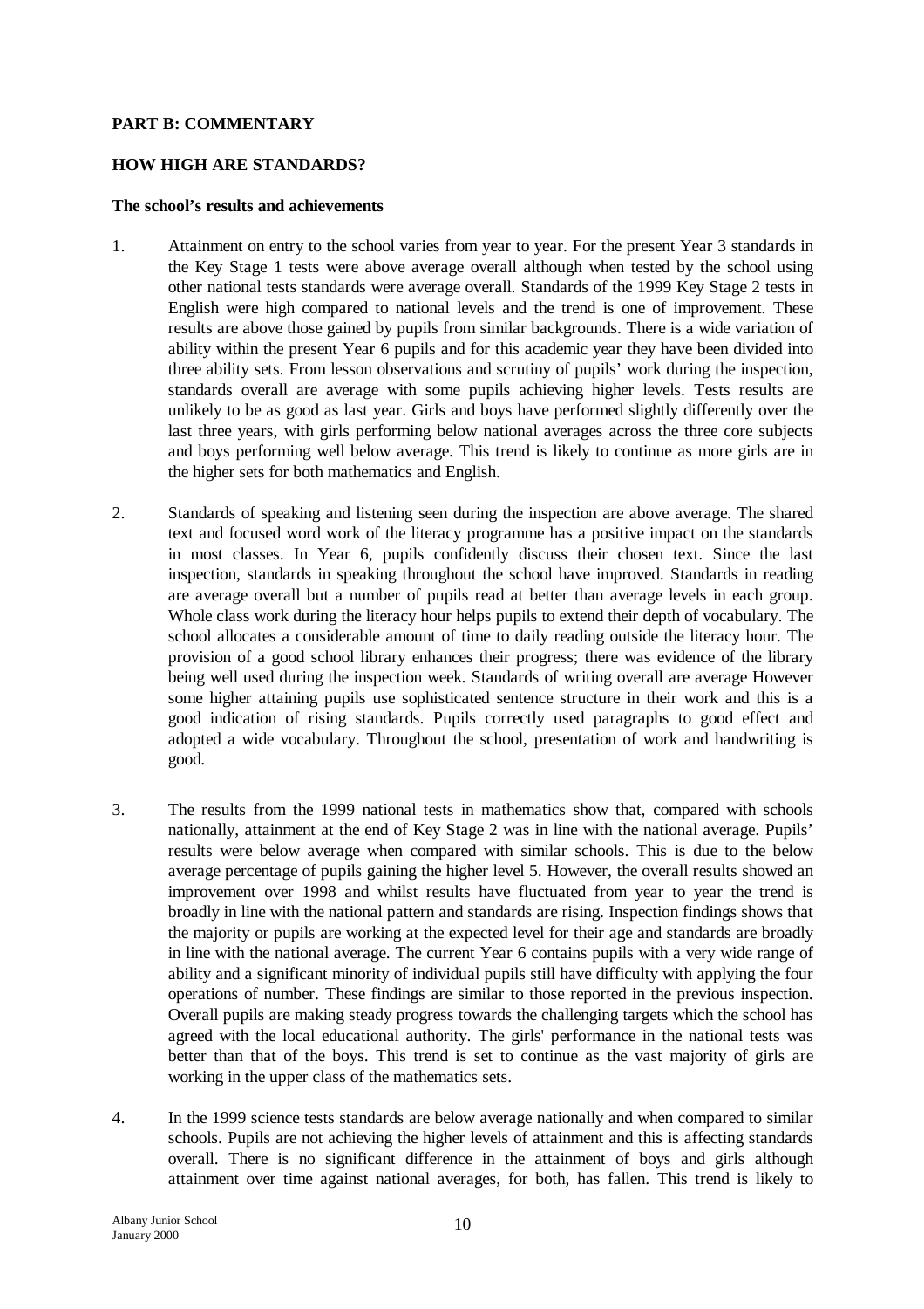## PART B: COMMENTARY

## HOW HIGH ARE STANDARDS?

### The school's results and achievements

1. Attainment on entry to the school varies from year to year. For the present Year 3 standards in the Key Stage 1 tests were above average overall although when tested by the school using other national tests standards were average overall. Standards of the 1999 Key Stage 2 tests in English were high compared to national levels and the trend is one of improvement. These results are above those gained by pupils from similar backgrounds. There is a wide variation of ability within the present Year 6 pupils and for this academic year they have been divided into three ability sets. From lesson observations and scrutiny of pupils' work during the inspection, standards overall are average with some pupils achieving higher levels. Tests results are unlikely to be as good as last year. Girls and boys have performed slightly differently over the last three years, with girls performing below national averages across the three core subjects and boys performing well below average. This trend is likely to continue as more girls are in the higher sets for both mathematics and English.

2. Standards of speaking and listening seen during the inspection are above average. The shared text and focused word work of the literacy programme has a positive impact on the standards in most classes. In Year 6, pupils confidently discuss their chosen text. Since the last inspection, standards in speaking throughout the school have improved. Standards in reading are average overall but a number of pupils read at better than average levels in each group. Whole class work during the literacy hour helps pupils to extend their depth of vocabulary. The school allocates a considerable amount of time to daily reading outside the literacy hour. The provision of a good school library enhances their progress; there was evidence of the library being well used during the inspection week. Standards of writing overall are average However some higher attaining pupils use sophisticated sentence structure in their work and this is a good indication of rising standards. Pupils correctly used paragraphs to good effect and adopted a wide vocabulary. Throughout the school, presentation of work and handwriting is good.

3. The results from the 1999 national tests in mathematics show that, compared with schools nationally, attainment at the end of Key Stage 2 was in line with the national average. Pupils' results were below average when compared with similar schools. This is due to the below average percentage of pupils gaining the higher level 5. However, the overall results showed an improvement over 1998 and whilst results have fluctuated from year to year the trend is broadly in line with the national pattern and standards are rising. Inspection findings shows that the majority or pupils are working at the expected level for their age and standards are broadly in line with the national average. The current Year 6 contains pupils with a very wide range of ability and a significant minority of individual pupils still have difficulty with applying the four operations of number. These findings are similar to those reported in the previous inspection. Overall pupils are making steady progress towards the challenging targets which the school has agreed with the local educational authority. The girls' performance in the national tests was better than that of the boys. This trend is set to continue as the vast majority of girls are working in the upper class of the mathematics sets.

4. In the 1999 science tests standards are below average nationally and when compared to similar schools. Pupils are not achieving the higher levels of attainment and this is affecting standards overall. There is no significant difference in the attainment of boys and girls although attainment over time against national averages, for both, has fallen. This trend is likely to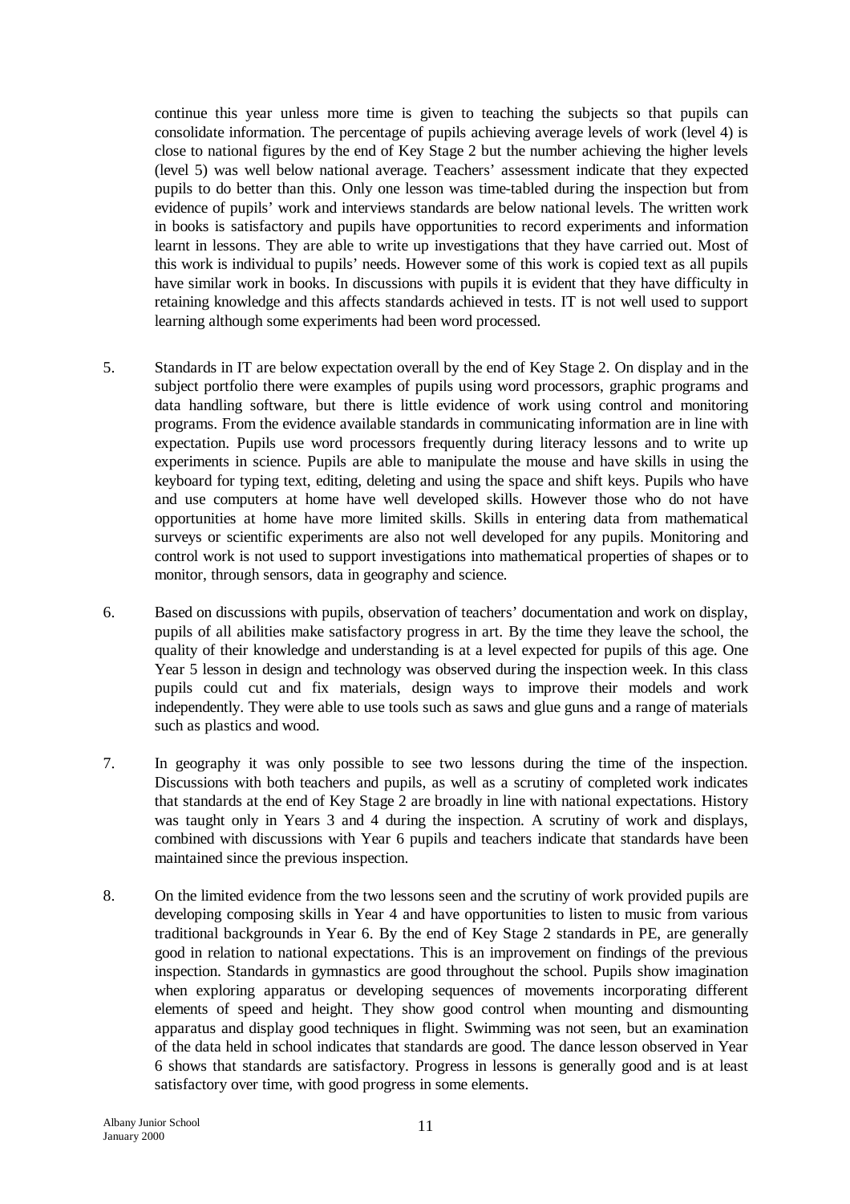continue this year unless more time is given to teaching the subjects so that pupils can consolidate information. The percentage of pupils achieving average levels of work (level 4) is close to national figures by the end of Key Stage 2 but the number achieving the higher levels (level 5) was well below national average. Teachers' assessment indicate that they expected pupils to do better than this. Only one lesson was time-tabled during the inspection but from evidence of pupils' work and interviews standards are below national levels. The written work in books is satisfactory and pupils have opportunities to record experiments and information learnt in lessons. They are able to write up investigations that they have carried out. Most of this work is individual to pupils' needs. However some of this work is copied text as all pupils have similar work in books. In discussions with pupils it is evident that they have difficulty in retaining knowledge and this affects standards achieved in tests. IT is not well used to support learning although some experiments had been word processed.

5. Standards in IT are below expectation overall by the end of Key Stage 2. On display and in the subject portfolio there were examples of pupils using word processors, graphic programs and data handling software, but there is little evidence of work using control and monitoring programs. From the evidence available standards in communicating information are in line with expectation. Pupils use word processors frequently during literacy lessons and to write up experiments in science. Pupils are able to manipulate the mouse and have skills in using the keyboard for typing text, editing, deleting and using the space and shift keys. Pupils who have and use computers at home have well developed skills. However those who do not have opportunities at home have more limited skills. Skills in entering data from mathematical surveys or scientific experiments are also not well developed for any pupils. Monitoring and control work is not used to support investigations into mathematical properties of shapes or to monitor, through sensors, data in geography and science.

6. Based on discussions with pupils, observation of teachers' documentation and work on display, pupils of all abilities make satisfactory progress in art. By the time they leave the school, the quality of their knowledge and understanding is at a level expected for pupils of this age. One Year 5 lesson in design and technology was observed during the inspection week. In this class pupils could cut and fix materials, design ways to improve their models and work independently. They were able to use tools such as saws and glue guns and a range of materials such as plastics and wood.

7. In geography it was only possible to see two lessons during the time of the inspection. Discussions with both teachers and pupils, as well as a scrutiny of completed work indicates that standards at the end of Key Stage 2 are broadly in line with national expectations. History was taught only in Years 3 and 4 during the inspection. A scrutiny of work and displays, combined with discussions with Year 6 pupils and teachers indicate that standards have been maintained since the previous inspection.

8. On the limited evidence from the two lessons seen and the scrutiny of work provided pupils are developing composing skills in Year 4 and have opportunities to listen to music from various traditional backgrounds in Year 6. By the end of Key Stage 2 standards in PE, are generally good in relation to national expectations. This is an improvement on findings of the previous inspection. Standards in gymnastics are good throughout the school. Pupils show imagination when exploring apparatus or developing sequences of movements incorporating different elements of speed and height. They show good control when mounting and dismounting apparatus and display good techniques in flight. Swimming was not seen, but an examination of the data held in school indicates that standards are good. The dance lesson observed in Year 6 shows that standards are satisfactory. Progress in lessons is generally good and is at least satisfactory over time, with good progress in some elements.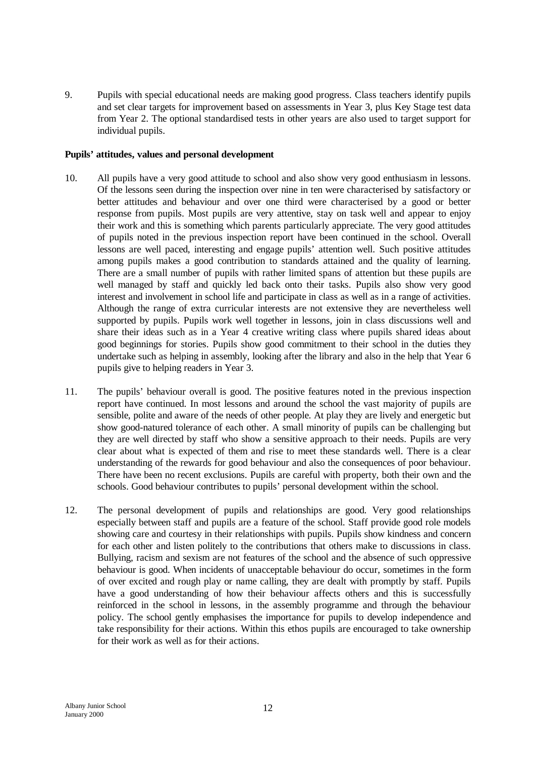9. Pupils with special educational needs are making good progress. Class teachers identify pupils and set clear targets for improvement based on assessments in Year 3, plus Key Stage test data from Year 2. The optional standardised tests in other years are also used to target support for individual pupils.

**Pupils' attitudes, values and personal development**

10. All pupils have a very good attitude to school and also show very good enthusiasm in lessons. Of the lessons seen during the inspection over nine in ten were characterised by satisfactory or better attitudes and behaviour and over one third were characterised by a good or better response from pupils. Most pupils are very attentive, stay on task well and appear to enjoy their work and this is something which parents particularly appreciate. The very good attitudes of pupils noted in the previous inspection report have been continued in the school. Overall lessons are well paced, interesting and engage pupils' attention well. Such positive attitudes among pupils makes a good contribution to standards attained and the quality of learning. There are a small number of pupils with rather limited spans of attention but these pupils are well managed by staff and quickly led back onto their tasks. Pupils also show very good interest and involvement in school life and participate in class as well as in a range of activities. Although the range of extra curricular interests are not extensive they are nevertheless well supported by pupils. Pupils work well together in lessons, join in class discussions well and share their ideas such as in a Year 4 creative writing class where pupils shared ideas about good beginnings for stories. Pupils show good commitment to their school in the duties they undertake such as helping in assembly, looking after the library and also in the help that Year 6 pupils give to helping readers in Year 3.

11. The pupils' behaviour overall is good. The positive features noted in the previous inspection report have continued. In most lessons and around the school the vast majority of pupils are sensible, polite and aware of the needs of other people. At play they are lively and energetic but show good-natured tolerance of each other. A small minority of pupils can be challenging but they are well directed by staff who show a sensitive approach to their needs. Pupils are very clear about what is expected of them and rise to meet these standards well. There is a clear understanding of the rewards for good behaviour and also the consequences of poor behaviour. There have been no recent exclusions. Pupils are careful with property, both their own and the schools. Good behaviour contributes to pupils' personal development within the school.

12. The personal development of pupils and relationships are good. Very good relationships especially between staff and pupils are a feature of the school. Staff provide good role models showing care and courtesy in their relationships with pupils. Pupils show kindness and concern for each other and listen politely to the contributions that others make to discussions in class. Bullying, racism and sexism are not features of the school and the absence of such oppressive behaviour is good. When incidents of unacceptable behaviour do occur, sometimes in the form of over excited and rough play or name calling, they are dealt with promptly by staff. Pupils have a good understanding of how their behaviour affects others and this is successfully reinforced in the school in lessons, in the assembly programme and through the behaviour policy. The school gently emphasises the importance for pupils to develop independence and take responsibility for their actions. Within this ethos pupils are encouraged to take ownership for their work as well as for their actions.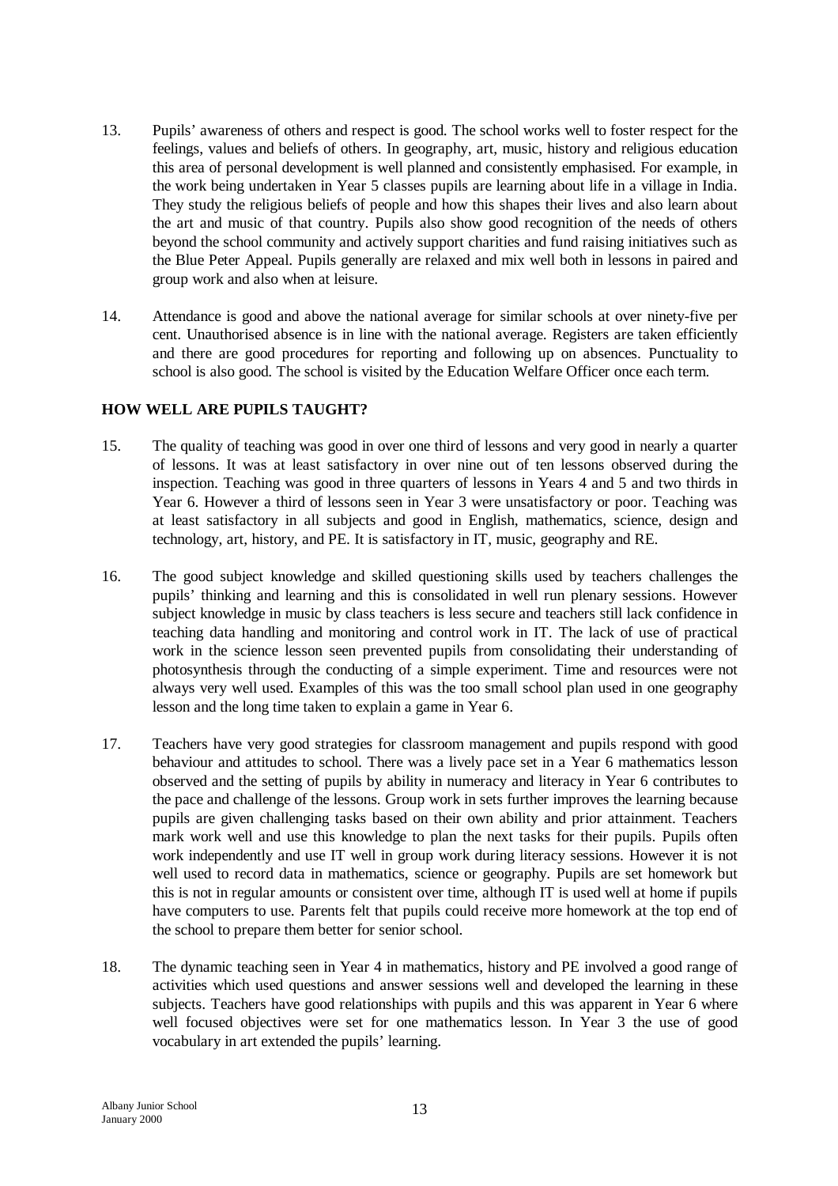13. Pupils' awareness of others and respect is good. The school works well to foster respect for the feelings, values and beliefs of others. In geography, art, music, history and religious education this area of personal development is well planned and consistently emphasised. For example, in the work being undertaken in Year 5 classes pupils are learning about life in a village in India. They study the religious beliefs of people and how this shapes their lives and also learn about the art and music of that country. Pupils also show good recognition of the needs of others beyond the school community and actively support charities and fund raising initiatives such as the Blue Peter Appeal. Pupils generally are relaxed and mix well both in lessons in paired and group work and also when at leisure.

14. Attendance is good and above the national average for similar schools at over ninety-five per cent. Unauthorised absence is in line with the national average. Registers are taken efficiently and there are good procedures for reporting and following up on absences. Punctuality to school is also good. The school is visited by the Education Welfare Officer once each term.

## HOW WELL ARE PUPILS TAUGHT?

15. The quality of teaching was good in over one third of lessons and very good in nearly a quarter of lessons. It was at least satisfactory in over nine out of ten lessons observed during the inspection. Teaching was good in three quarters of lessons in Years 4 and 5 and two thirds in Year 6. However a third of lessons seen in Year 3 were unsatisfactory or poor. Teaching was at least satisfactory in all subjects and good in English, mathematics, science, design and technology, art, history, and PE. It is satisfactory in IT, music, geography and RE.

16. The good subject knowledge and skilled questioning skills used by teachers challenges the pupils' thinking and learning and this is consolidated in well run plenary sessions. However subject knowledge in music by class teachers is less secure and teachers still lack confidence in teaching data handling and monitoring and control work in IT. The lack of use of practical work in the science lesson seen prevented pupils from consolidating their understanding of photosynthesis through the conducting of a simple experiment. Time and resources were not always very well used. Examples of this was the too small school plan used in one geography lesson and the long time taken to explain a game in Year 6.

17. Teachers have very good strategies for classroom management and pupils respond with good behaviour and attitudes to school. There was a lively pace set in a Year 6 mathematics lesson observed and the setting of pupils by ability in numeracy and literacy in Year 6 contributes to the pace and challenge of the lessons. Group work in sets further improves the learning because pupils are given challenging tasks based on their own ability and prior attainment. Teachers mark work well and use this knowledge to plan the next tasks for their pupils. Pupils often work independently and use IT well in group work during literacy sessions. However it is not well used to record data in mathematics, science or geography. Pupils are set homework but this is not in regular amounts or consistent over time, although IT is used well at home if pupils have computers to use. Parents felt that pupils could receive more homework at the top end of the school to prepare them better for senior school.

18. The dynamic teaching seen in Year 4 in mathematics, history and PE involved a good range of activities which used questions and answer sessions well and developed the learning in these subjects. Teachers have good relationships with pupils and this was apparent in Year 6 where well focused objectives were set for one mathematics lesson. In Year 3 the use of good vocabulary in art extended the pupils' learning.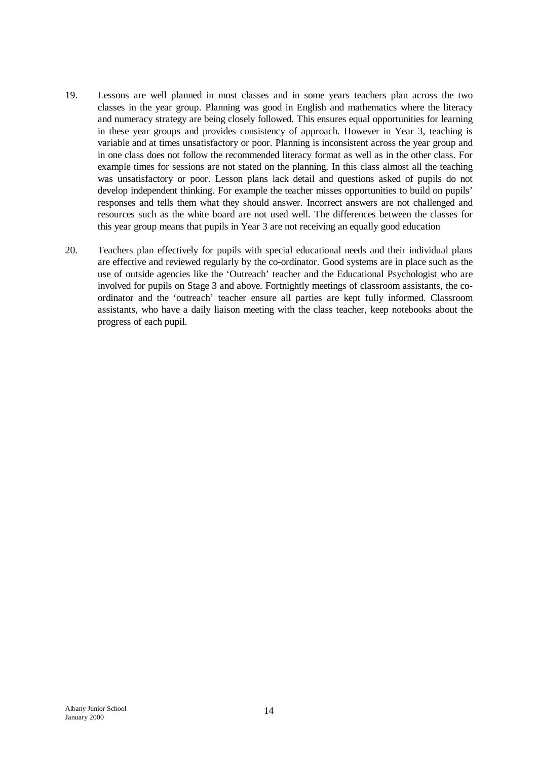19. Lessons are well planned in most classes and in some years teachers plan across the two classes in the year group. Planning was good in English and mathematics where the literacy and numeracy strategy are being closely followed. This ensures equal opportunities for learning in these year groups and provides consistency of approach. However in Year 3, teaching is variable and at times unsatisfactory or poor. Planning is inconsistent across the year group and in one class does not follow the recommended literacy format as well as in the other class. For example times for sessions are not stated on the planning. In this class almost all the teaching was unsatisfactory or poor. Lesson plans lack detail and questions asked of pupils do not develop independent thinking. For example the teacher misses opportunities to build on pupils' responses and tells them what they should answer. Incorrect answers are not challenged and resources such as the white board are not used well. The differences between the classes for this year group means that pupils in Year 3 are not receiving an equally good education

20. Teachers plan effectively for pupils with special educational needs and their individual plans are effective and reviewed regularly by the co-ordinator. Good systems are in place such as the use of outside agencies like the 'Outreach' teacher and the Educational Psychologist who are involved for pupils on Stage 3 and above. Fortnightly meetings of classroom assistants, the co-ordinator and the 'outreach' teacher ensure all parties are kept fully informed. Classroom assistants, who have a daily liaison meeting with the class teacher, keep notebooks about the progress of each pupil.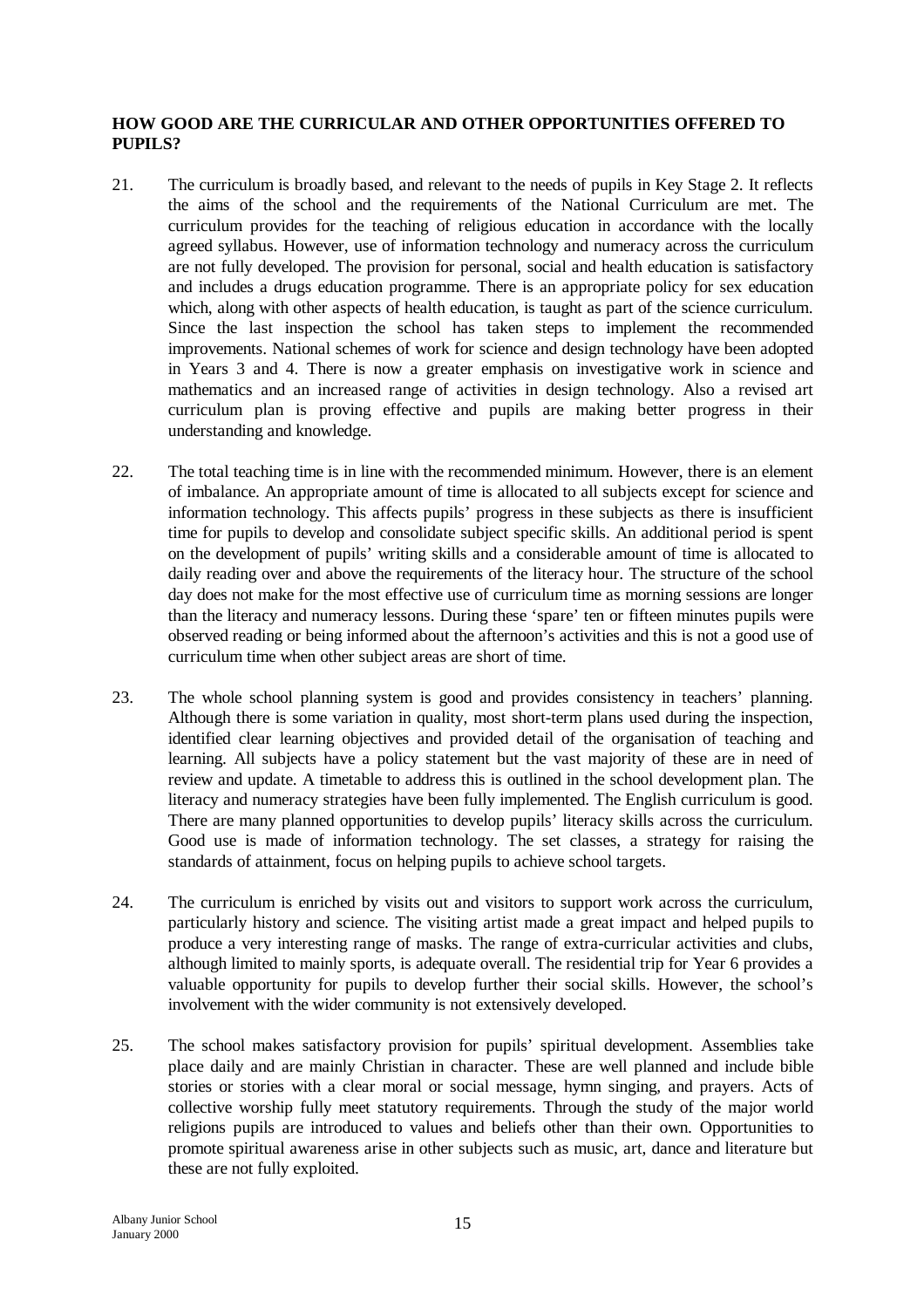**HOW GOOD ARE THE CURRICULAR AND OTHER OPPORTUNITIES OFFERED TO PUPILS?**

21. The curriculum is broadly based, and relevant to the needs of pupils in Key Stage 2. It reflects the aims of the school and the requirements of the National Curriculum are met. The curriculum provides for the teaching of religious education in accordance with the locally agreed syllabus. However, use of information technology and numeracy across the curriculum are not fully developed. The provision for personal, social and health education is satisfactory and includes a drugs education programme. There is an appropriate policy for sex education which, along with other aspects of health education, is taught as part of the science curriculum. Since the last inspection the school has taken steps to implement the recommended improvements. National schemes of work for science and design technology have been adopted in Years 3 and 4. There is now a greater emphasis on investigative work in science and mathematics and an increased range of activities in design technology. Also a revised art curriculum plan is proving effective and pupils are making better progress in their understanding and knowledge.

22. The total teaching time is in line with the recommended minimum. However, there is an element of imbalance. An appropriate amount of time is allocated to all subjects except for science and information technology. This affects pupils' progress in these subjects as there is insufficient time for pupils to develop and consolidate subject specific skills. An additional period is spent on the development of pupils' writing skills and a considerable amount of time is allocated to daily reading over and above the requirements of the literacy hour. The structure of the school day does not make for the most effective use of curriculum time as morning sessions are longer than the literacy and numeracy lessons. During these 'spare' ten or fifteen minutes pupils were observed reading or being informed about the afternoon's activities and this is not a good use of curriculum time when other subject areas are short of time.

23. The whole school planning system is good and provides consistency in teachers' planning. Although there is some variation in quality, most short-term plans used during the inspection, identified clear learning objectives and provided detail of the organisation of teaching and learning. All subjects have a policy statement but the vast majority of these are in need of review and update. A timetable to address this is outlined in the school development plan. The literacy and numeracy strategies have been fully implemented. The English curriculum is good. There are many planned opportunities to develop pupils' literacy skills across the curriculum. Good use is made of information technology. The set classes, a strategy for raising the standards of attainment, focus on helping pupils to achieve school targets.

24. The curriculum is enriched by visits out and visitors to support work across the curriculum, particularly history and science. The visiting artist made a great impact and helped pupils to produce a very interesting range of masks. The range of extra-curricular activities and clubs, although limited to mainly sports, is adequate overall. The residential trip for Year 6 provides a valuable opportunity for pupils to develop further their social skills. However, the school's involvement with the wider community is not extensively developed.

25. The school makes satisfactory provision for pupils' spiritual development. Assemblies take place daily and are mainly Christian in character. These are well planned and include bible stories or stories with a clear moral or social message, hymn singing, and prayers. Acts of collective worship fully meet statutory requirements. Through the study of the major world religions pupils are introduced to values and beliefs other than their own. Opportunities to promote spiritual awareness arise in other subjects such as music, art, dance and literature but these are not fully exploited.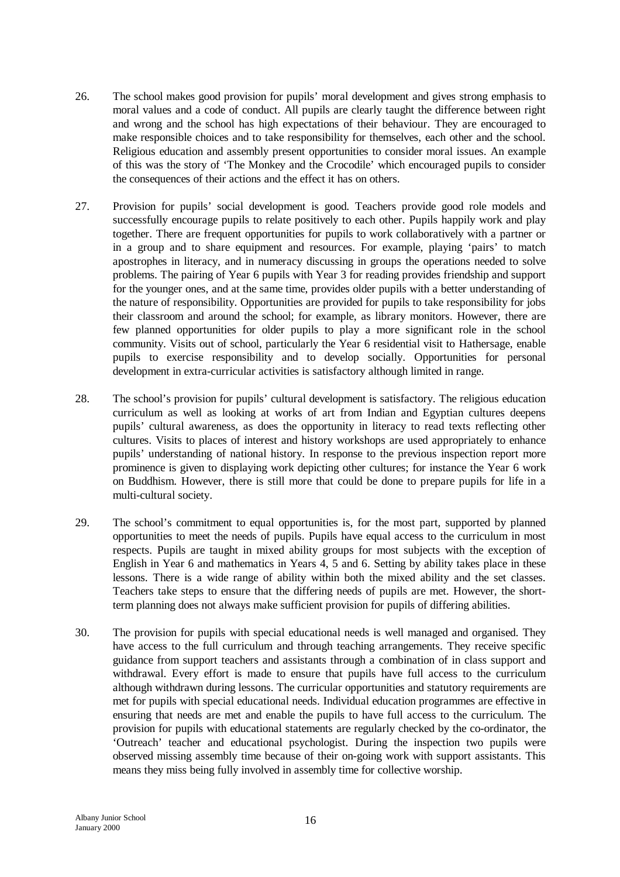26. The school makes good provision for pupils' moral development and gives strong emphasis to moral values and a code of conduct. All pupils are clearly taught the difference between right and wrong and the school has high expectations of their behaviour. They are encouraged to make responsible choices and to take responsibility for themselves, each other and the school. Religious education and assembly present opportunities to consider moral issues. An example of this was the story of 'The Monkey and the Crocodile' which encouraged pupils to consider the consequences of their actions and the effect it has on others.

27. Provision for pupils' social development is good. Teachers provide good role models and successfully encourage pupils to relate positively to each other. Pupils happily work and play together. There are frequent opportunities for pupils to work collaboratively with a partner or in a group and to share equipment and resources. For example, playing 'pairs' to match apostrophes in literacy, and in numeracy discussing in groups the operations needed to solve problems. The pairing of Year 6 pupils with Year 3 for reading provides friendship and support for the younger ones, and at the same time, provides older pupils with a better understanding of the nature of responsibility. Opportunities are provided for pupils to take responsibility for jobs their classroom and around the school; for example, as library monitors. However, there are few planned opportunities for older pupils to play a more significant role in the school community. Visits out of school, particularly the Year 6 residential visit to Hathersage, enable pupils to exercise responsibility and to develop socially. Opportunities for personal development in extra-curricular activities is satisfactory although limited in range.

28. The school's provision for pupils' cultural development is satisfactory. The religious education curriculum as well as looking at works of art from Indian and Egyptian cultures deepens pupils' cultural awareness, as does the opportunity in literacy to read texts reflecting other cultures. Visits to places of interest and history workshops are used appropriately to enhance pupils' understanding of national history. In response to the previous inspection report more prominence is given to displaying work depicting other cultures; for instance the Year 6 work on Buddhism. However, there is still more that could be done to prepare pupils for life in a multi-cultural society.

29. The school's commitment to equal opportunities is, for the most part, supported by planned opportunities to meet the needs of pupils. Pupils have equal access to the curriculum in most respects. Pupils are taught in mixed ability groups for most subjects with the exception of English in Year 6 and mathematics in Years 4, 5 and 6. Setting by ability takes place in these lessons. There is a wide range of ability within both the mixed ability and the set classes. Teachers take steps to ensure that the differing needs of pupils are met. However, the short-term planning does not always make sufficient provision for pupils of differing abilities.

30. The provision for pupils with special educational needs is well managed and organised. They have access to the full curriculum and through teaching arrangements. They receive specific guidance from support teachers and assistants through a combination of in class support and withdrawal. Every effort is made to ensure that pupils have full access to the curriculum although withdrawn during lessons. The curricular opportunities and statutory requirements are met for pupils with special educational needs. Individual education programmes are effective in ensuring that needs are met and enable the pupils to have full access to the curriculum. The provision for pupils with educational statements are regularly checked by the co-ordinator, the 'Outreach' teacher and educational psychologist. During the inspection two pupils were observed missing assembly time because of their on-going work with support assistants. This means they miss being fully involved in assembly time for collective worship.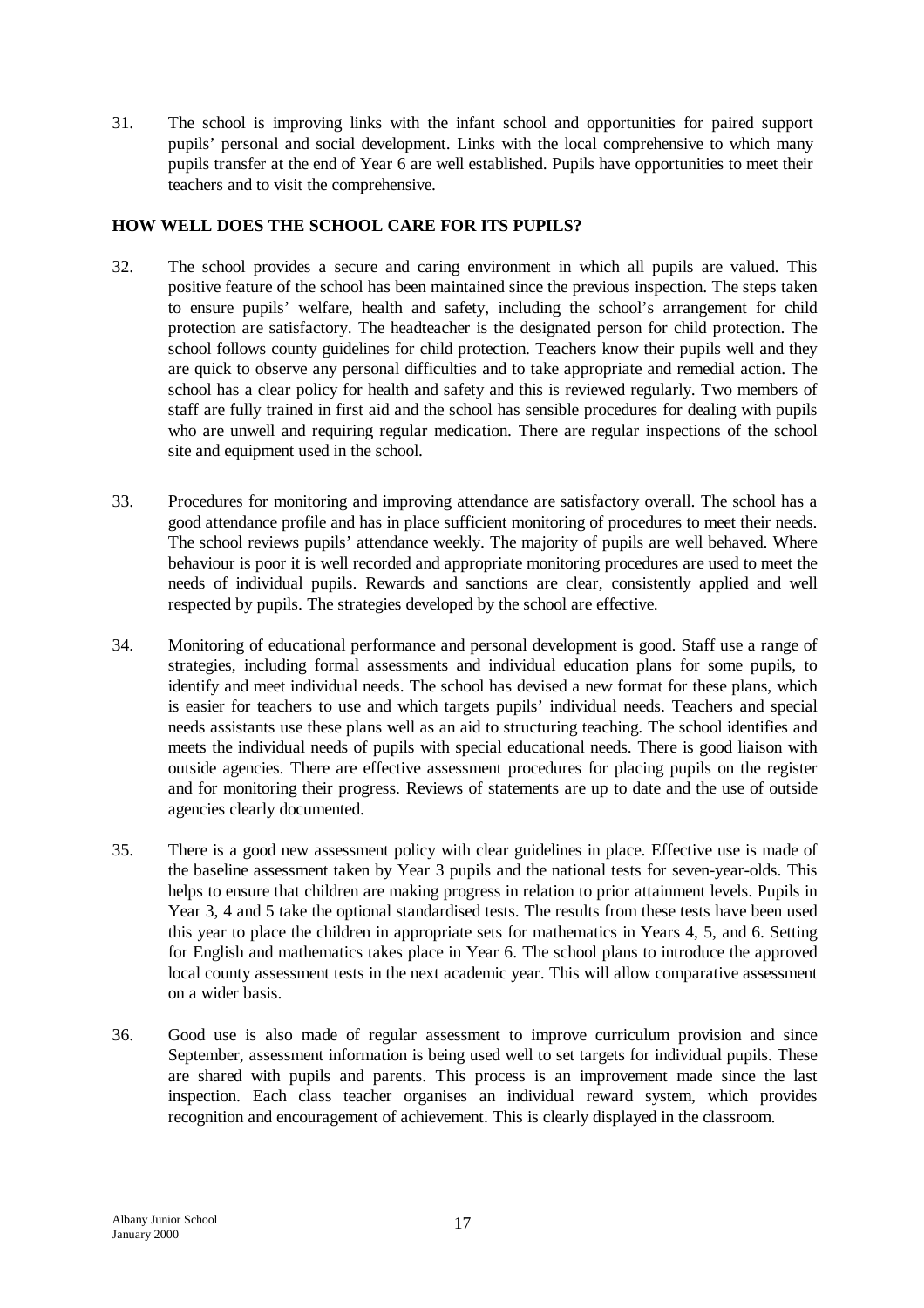31. The school is improving links with the infant school and opportunities for paired support pupils' personal and social development. Links with the local comprehensive to which many pupils transfer at the end of Year 6 are well established. Pupils have opportunities to meet their teachers and to visit the comprehensive.

## HOW WELL DOES THE SCHOOL CARE FOR ITS PUPILS?

32. The school provides a secure and caring environment in which all pupils are valued. This positive feature of the school has been maintained since the previous inspection. The steps taken to ensure pupils' welfare, health and safety, including the school's arrangement for child protection are satisfactory. The headteacher is the designated person for child protection. The school follows county guidelines for child protection. Teachers know their pupils well and they are quick to observe any personal difficulties and to take appropriate and remedial action. The school has a clear policy for health and safety and this is reviewed regularly. Two members of staff are fully trained in first aid and the school has sensible procedures for dealing with pupils who are unwell and requiring regular medication. There are regular inspections of the school site and equipment used in the school.

33. Procedures for monitoring and improving attendance are satisfactory overall. The school has a good attendance profile and has in place sufficient monitoring of procedures to meet their needs. The school reviews pupils' attendance weekly. The majority of pupils are well behaved. Where behaviour is poor it is well recorded and appropriate monitoring procedures are used to meet the needs of individual pupils. Rewards and sanctions are clear, consistently applied and well respected by pupils. The strategies developed by the school are effective.

34. Monitoring of educational performance and personal development is good. Staff use a range of strategies, including formal assessments and individual education plans for some pupils, to identify and meet individual needs. The school has devised a new format for these plans, which is easier for teachers to use and which targets pupils' individual needs. Teachers and special needs assistants use these plans well as an aid to structuring teaching. The school identifies and meets the individual needs of pupils with special educational needs. There is good liaison with outside agencies. There are effective assessment procedures for placing pupils on the register and for monitoring their progress. Reviews of statements are up to date and the use of outside agencies clearly documented.

35. There is a good new assessment policy with clear guidelines in place. Effective use is made of the baseline assessment taken by Year 3 pupils and the national tests for seven-year-olds. This helps to ensure that children are making progress in relation to prior attainment levels. Pupils in Year 3, 4 and 5 take the optional standardised tests. The results from these tests have been used this year to place the children in appropriate sets for mathematics in Years 4, 5, and 6. Setting for English and mathematics takes place in Year 6. The school plans to introduce the approved local county assessment tests in the next academic year. This will allow comparative assessment on a wider basis.

36. Good use is also made of regular assessment to improve curriculum provision and since September, assessment information is being used well to set targets for individual pupils. These are shared with pupils and parents. This process is an improvement made since the last inspection. Each class teacher organises an individual reward system, which provides recognition and encouragement of achievement. This is clearly displayed in the classroom.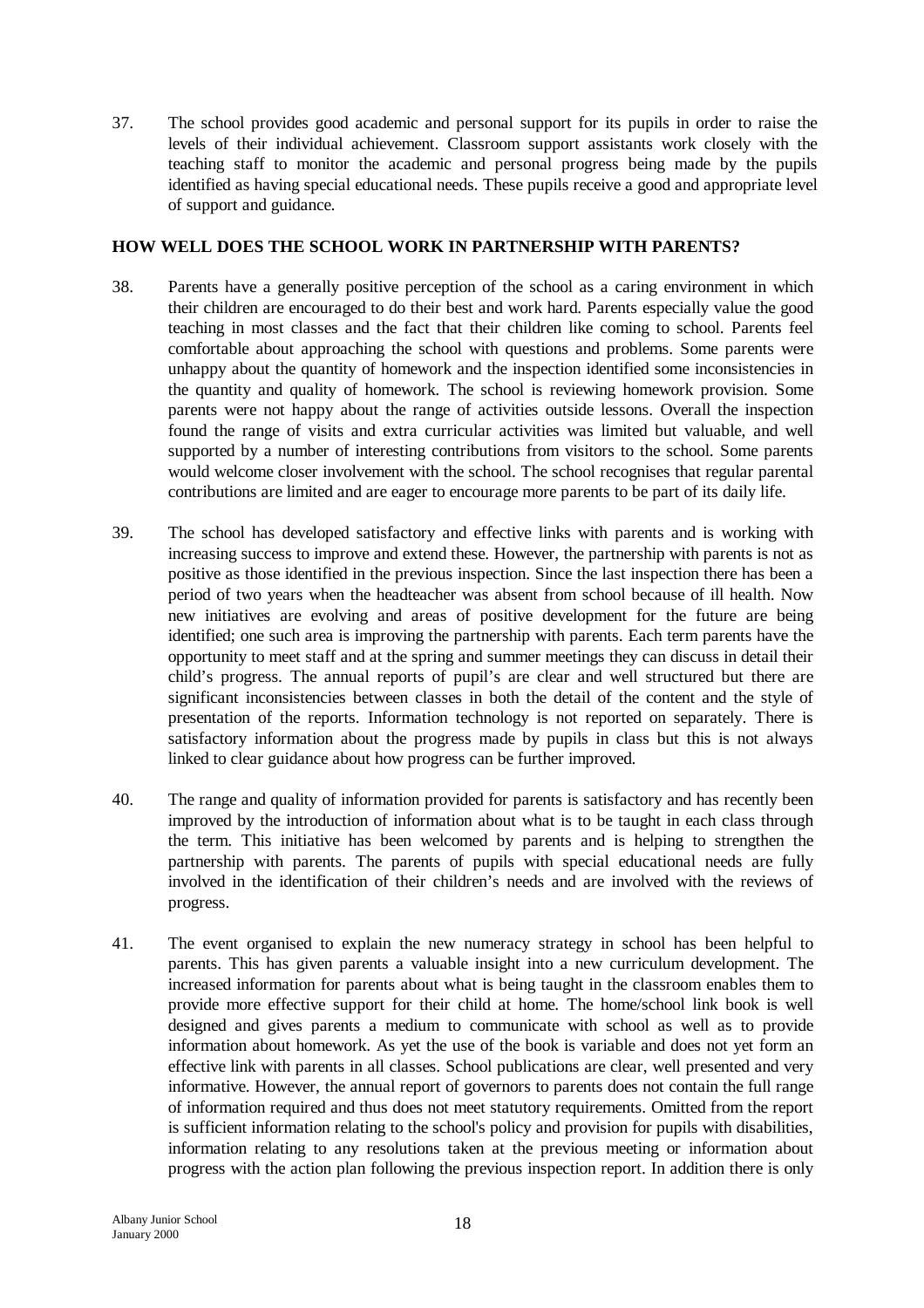37. The school provides good academic and personal support for its pupils in order to raise the levels of their individual achievement. Classroom support assistants work closely with the teaching staff to monitor the academic and personal progress being made by the pupils identified as having special educational needs. These pupils receive a good and appropriate level of support and guidance.

## HOW WELL DOES THE SCHOOL WORK IN PARTNERSHIP WITH PARENTS?

38. Parents have a generally positive perception of the school as a caring environment in which their children are encouraged to do their best and work hard. Parents especially value the good teaching in most classes and the fact that their children like coming to school. Parents feel comfortable about approaching the school with questions and problems. Some parents were unhappy about the quantity of homework and the inspection identified some inconsistencies in the quantity and quality of homework. The school is reviewing homework provision. Some parents were not happy about the range of activities outside lessons. Overall the inspection found the range of visits and extra curricular activities was limited but valuable, and well supported by a number of interesting contributions from visitors to the school. Some parents would welcome closer involvement with the school. The school recognises that regular parental contributions are limited and are eager to encourage more parents to be part of its daily life.

39. The school has developed satisfactory and effective links with parents and is working with increasing success to improve and extend these. However, the partnership with parents is not as positive as those identified in the previous inspection. Since the last inspection there has been a period of two years when the headteacher was absent from school because of ill health. Now new initiatives are evolving and areas of positive development for the future are being identified; one such area is improving the partnership with parents. Each term parents have the opportunity to meet staff and at the spring and summer meetings they can discuss in detail their child's progress. The annual reports of pupil's are clear and well structured but there are significant inconsistencies between classes in both the detail of the content and the style of presentation of the reports. Information technology is not reported on separately. There is satisfactory information about the progress made by pupils in class but this is not always linked to clear guidance about how progress can be further improved.

40. The range and quality of information provided for parents is satisfactory and has recently been improved by the introduction of information about what is to be taught in each class through the term. This initiative has been welcomed by parents and is helping to strengthen the partnership with parents. The parents of pupils with special educational needs are fully involved in the identification of their children's needs and are involved with the reviews of progress.

41. The event organised to explain the new numeracy strategy in school has been helpful to parents. This has given parents a valuable insight into a new curriculum development. The increased information for parents about what is being taught in the classroom enables them to provide more effective support for their child at home. The home/school link book is well designed and gives parents a medium to communicate with school as well as to provide information about homework. As yet the use of the book is variable and does not yet form an effective link with parents in all classes. School publications are clear, well presented and very informative. However, the annual report of governors to parents does not contain the full range of information required and thus does not meet statutory requirements. Omitted from the report is sufficient information relating to the school's policy and provision for pupils with disabilities, information relating to any resolutions taken at the previous meeting or information about progress with the action plan following the previous inspection report. In addition there is only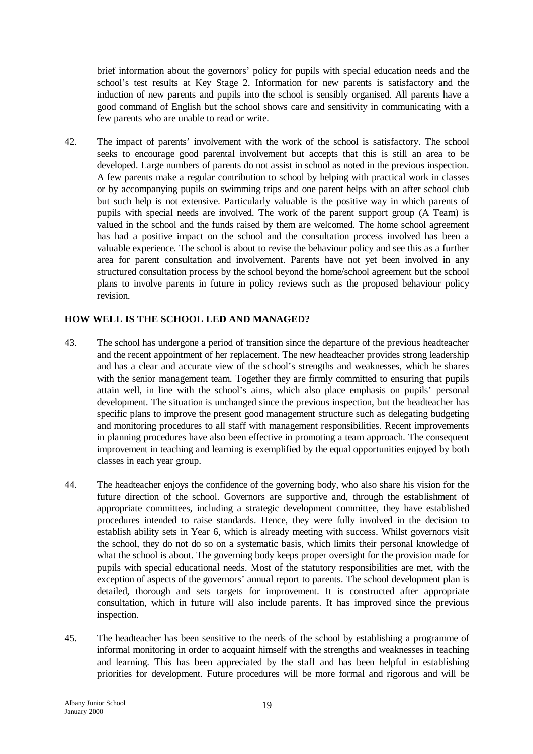brief information about the governors' policy for pupils with special education needs and the school's test results at Key Stage 2. Information for new parents is satisfactory and the induction of new parents and pupils into the school is sensibly organised. All parents have a good command of English but the school shows care and sensitivity in communicating with a few parents who are unable to read or write.

42. The impact of parents' involvement with the work of the school is satisfactory. The school seeks to encourage good parental involvement but accepts that this is still an area to be developed. Large numbers of parents do not assist in school as noted in the previous inspection. A few parents make a regular contribution to school by helping with practical work in classes or by accompanying pupils on swimming trips and one parent helps with an after school club but such help is not extensive. Particularly valuable is the positive way in which parents of pupils with special needs are involved. The work of the parent support group (A Team) is valued in the school and the funds raised by them are welcomed. The home school agreement has had a positive impact on the school and the consultation process involved has been a valuable experience. The school is about to revise the behaviour policy and see this as a further area for parent consultation and involvement. Parents have not yet been involved in any structured consultation process by the school beyond the home/school agreement but the school plans to involve parents in future in policy reviews such as the proposed behaviour policy revision.

## HOW WELL IS THE SCHOOL LED AND MANAGED?

43. The school has undergone a period of transition since the departure of the previous headteacher and the recent appointment of her replacement. The new headteacher provides strong leadership and has a clear and accurate view of the school's strengths and weaknesses, which he shares with the senior management team. Together they are firmly committed to ensuring that pupils attain well, in line with the school's aims, which also place emphasis on pupils' personal development. The situation is unchanged since the previous inspection, but the headteacher has specific plans to improve the present good management structure such as delegating budgeting and monitoring procedures to all staff with management responsibilities. Recent improvements in planning procedures have also been effective in promoting a team approach. The consequent improvement in teaching and learning is exemplified by the equal opportunities enjoyed by both classes in each year group.

44. The headteacher enjoys the confidence of the governing body, who also share his vision for the future direction of the school. Governors are supportive and, through the establishment of appropriate committees, including a strategic development committee, they have established procedures intended to raise standards. Hence, they were fully involved in the decision to establish ability sets in Year 6, which is already meeting with success. Whilst governors visit the school, they do not do so on a systematic basis, which limits their personal knowledge of what the school is about. The governing body keeps proper oversight for the provision made for pupils with special educational needs. Most of the statutory responsibilities are met, with the exception of aspects of the governors' annual report to parents. The school development plan is detailed, thorough and sets targets for improvement. It is constructed after appropriate consultation, which in future will also include parents. It has improved since the previous inspection.

45. The headteacher has been sensitive to the needs of the school by establishing a programme of informal monitoring in order to acquaint himself with the strengths and weaknesses in teaching and learning. This has been appreciated by the staff and has been helpful in establishing priorities for development. Future procedures will be more formal and rigorous and will be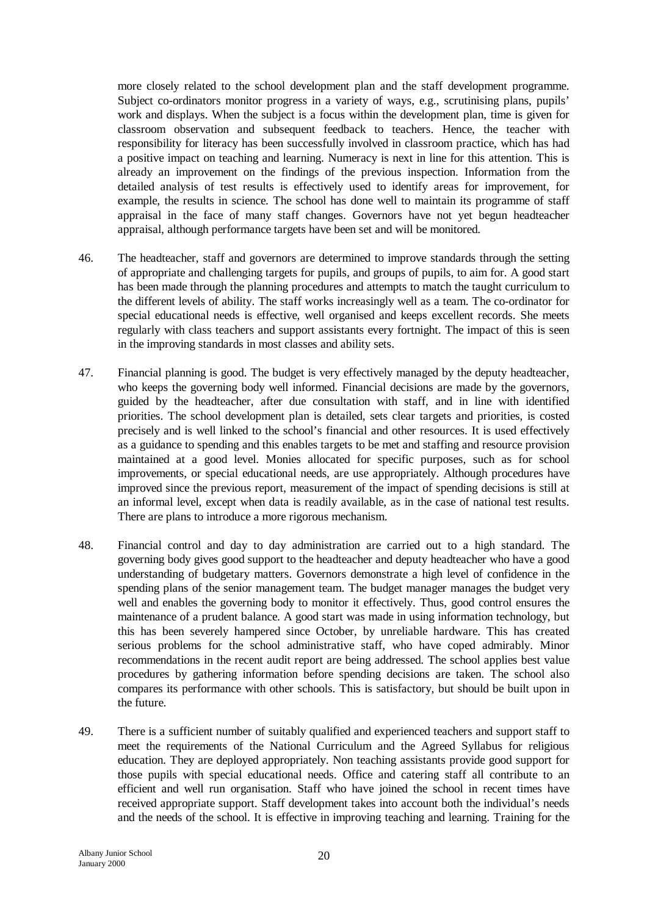more closely related to the school development plan and the staff development programme. Subject co-ordinators monitor progress in a variety of ways, e.g., scrutinising plans, pupils' work and displays. When the subject is a focus within the development plan, time is given for classroom observation and subsequent feedback to teachers. Hence, the teacher with responsibility for literacy has been successfully involved in classroom practice, which has had a positive impact on teaching and learning. Numeracy is next in line for this attention. This is already an improvement on the findings of the previous inspection. Information from the detailed analysis of test results is effectively used to identify areas for improvement, for example, the results in science. The school has done well to maintain its programme of staff appraisal in the face of many staff changes. Governors have not yet begun headteacher appraisal, although performance targets have been set and will be monitored.

46. The headteacher, staff and governors are determined to improve standards through the setting of appropriate and challenging targets for pupils, and groups of pupils, to aim for. A good start has been made through the planning procedures and attempts to match the taught curriculum to the different levels of ability. The staff works increasingly well as a team. The co-ordinator for special educational needs is effective, well organised and keeps excellent records. She meets regularly with class teachers and support assistants every fortnight. The impact of this is seen in the improving standards in most classes and ability sets.

47. Financial planning is good. The budget is very effectively managed by the deputy headteacher, who keeps the governing body well informed. Financial decisions are made by the governors, guided by the headteacher, after due consultation with staff, and in line with identified priorities. The school development plan is detailed, sets clear targets and priorities, is costed precisely and is well linked to the school's financial and other resources. It is used effectively as a guidance to spending and this enables targets to be met and staffing and resource provision maintained at a good level. Monies allocated for specific purposes, such as for school improvements, or special educational needs, are use appropriately. Although procedures have improved since the previous report, measurement of the impact of spending decisions is still at an informal level, except when data is readily available, as in the case of national test results. There are plans to introduce a more rigorous mechanism.

48. Financial control and day to day administration are carried out to a high standard. The governing body gives good support to the headteacher and deputy headteacher who have a good understanding of budgetary matters. Governors demonstrate a high level of confidence in the spending plans of the senior management team. The budget manager manages the budget very well and enables the governing body to monitor it effectively. Thus, good control ensures the maintenance of a prudent balance. A good start was made in using information technology, but this has been severely hampered since October, by unreliable hardware. This has created serious problems for the school administrative staff, who have coped admirably. Minor recommendations in the recent audit report are being addressed. The school applies best value procedures by gathering information before spending decisions are taken. The school also compares its performance with other schools. This is satisfactory, but should be built upon in the future.

49. There is a sufficient number of suitably qualified and experienced teachers and support staff to meet the requirements of the National Curriculum and the Agreed Syllabus for religious education. They are deployed appropriately. Non teaching assistants provide good support for those pupils with special educational needs. Office and catering staff all contribute to an efficient and well run organisation. Staff who have joined the school in recent times have received appropriate support. Staff development takes into account both the individual's needs and the needs of the school. It is effective in improving teaching and learning. Training for the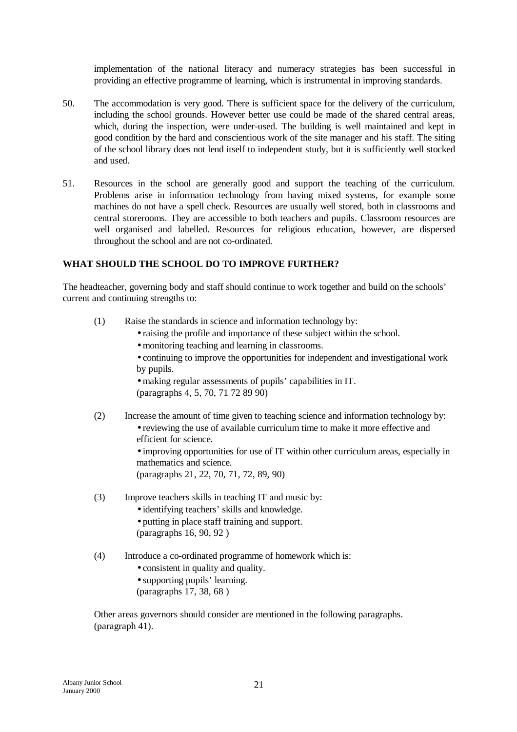implementation of the national literacy and numeracy strategies has been successful in providing an effective programme of learning, which is instrumental in improving standards.

50. The accommodation is very good. There is sufficient space for the delivery of the curriculum, including the school grounds. However better use could be made of the shared central areas, which, during the inspection, were under-used. The building is well maintained and kept in good condition by the hard and conscientious work of the site manager and his staff. The siting of the school library does not lend itself to independent study, but it is sufficiently well stocked and used.

51. Resources in the school are generally good and support the teaching of the curriculum. Problems arise in information technology from having mixed systems, for example some machines do not have a spell check. Resources are usually well stored, both in classrooms and central storerooms. They are accessible to both teachers and pupils. Classroom resources are well organised and labelled. Resources for religious education, however, are dispersed throughout the school and are not co-ordinated.

## WHAT SHOULD THE SCHOOL DO TO IMPROVE FURTHER?

The headteacher, governing body and staff should continue to work together and build on the schools' current and continuing strengths to:

(1) Raise the standards in science and information technology by:
- raising the profile and importance of these subject within the school.
- monitoring teaching and learning in classrooms.
- continuing to improve the opportunities for independent and investigational work by pupils.
- making regular assessments of pupils' capabilities in IT.

(paragraphs 4, 5, 70, 71 72 89 90)

(2) Increase the amount of time given to teaching science and information technology by:
- reviewing the use of available curriculum time to make it more effective and efficient for science.
- improving opportunities for use of IT within other curriculum areas, especially in mathematics and science.

(paragraphs 21, 22, 70, 71, 72, 89, 90)

(3) Improve teachers skills in teaching IT and music by:
- identifying teachers' skills and knowledge.
- putting in place staff training and support.

(paragraphs 16, 90, 92 )

(4) Introduce a co-ordinated programme of homework which is:
- consistent in quality and quality.
- supporting pupils' learning.

(paragraphs 17, 38, 68 )

Other areas governors should consider are mentioned in the following paragraphs. (paragraph 41).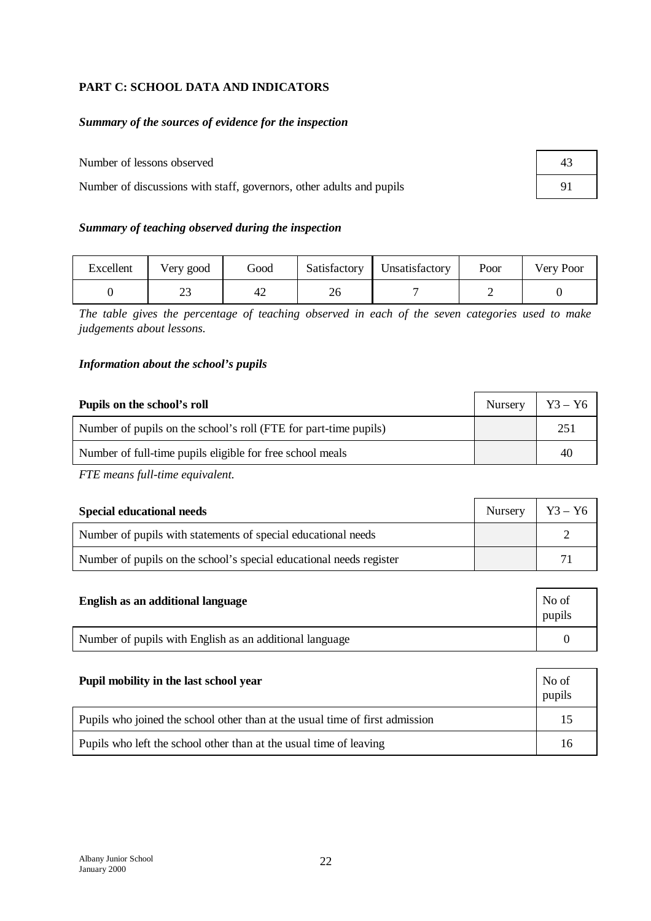## PART C: SCHOOL DATA AND INDICATORS

### *Summary of the sources of evidence for the inspection*

| | |
|---|---|
| Number of lessons observed | 43 |
| Number of discussions with staff, governors, other adults and pupils | 91 |

### *Summary of teaching observed during the inspection*

| Excellent | Very good | Good | Satisfactory | Unsatisfactory | Poor | Very Poor |
|---|---|---|---|---|---|---|
| 0 | 23 | 42 | 26 | 7 | 2 | 0 |

*The table gives the percentage of teaching observed in each of the seven categories used to make judgements about lessons.*

### *Information about the school's pupils*

| **Pupils on the school's roll** | Nursery | Y3 – Y6 |
|---|---|---|
| Number of pupils on the school's roll (FTE for part-time pupils) | | 251 |
| Number of full-time pupils eligible for free school meals | | 40 |

*FTE means full-time equivalent.*

| **Special educational needs** | Nursery | Y3 – Y6 |
|---|---|---|
| Number of pupils with statements of special educational needs | | 2 |
| Number of pupils on the school's special educational needs register | | 71 |

| **English as an additional language** | No of pupils |
|---|---|
| Number of pupils with English as an additional language | 0 |

| **Pupil mobility in the last school year** | No of pupils |
|---|---|
| Pupils who joined the school other than at the usual time of first admission | 15 |
| Pupils who left the school other than at the usual time of leaving | 16 |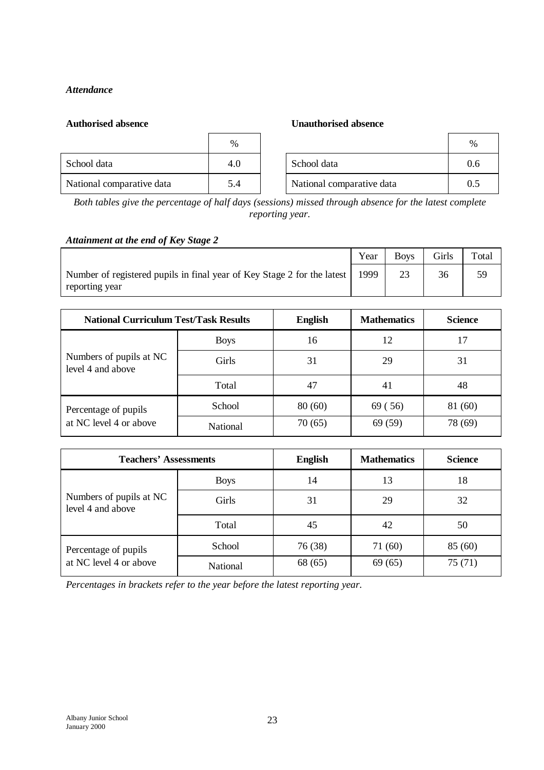*Attendance*

**Authorised absence**

| | % |
|---|---|
| School data | 4.0 |
| National comparative data | 5.4 |

**Unauthorised absence**

| | % |
|---|---|
| School data | 0.6 |
| National comparative data | 0.5 |

*Both tables give the percentage of half days (sessions) missed through absence for the latest complete reporting year.*

***Attainment at the end of Key Stage 2***

| | Year | Boys | Girls | Total |
|---|---|---|---|---|
| Number of registered pupils in final year of Key Stage 2 for the latest reporting year | 1999 | 23 | 36 | 59 |

| **National Curriculum Test/Task Results** | | **English** | **Mathematics** | **Science** |
|---|---|---|---|---|
| Numbers of pupils at NC level 4 and above | Boys | 16 | 12 | 17 |
| | Girls | 31 | 29 | 31 |
| | Total | 47 | 41 | 48 |
| Percentage of pupils at NC level 4 or above | School | 80 (60) | 69 ( 56) | 81 (60) |
| | National | 70 (65) | 69 (59) | 78 (69) |

| **Teachers' Assessments** | | **English** | **Mathematics** | **Science** |
|---|---|---|---|---|
| Numbers of pupils at NC level 4 and above | Boys | 14 | 13 | 18 |
| | Girls | 31 | 29 | 32 |
| | Total | 45 | 42 | 50 |
| Percentage of pupils at NC level 4 or above | School | 76 (38) | 71 (60) | 85 (60) |
| | National | 68 (65) | 69 (65) | 75 (71) |

*Percentages in brackets refer to the year before the latest reporting year.*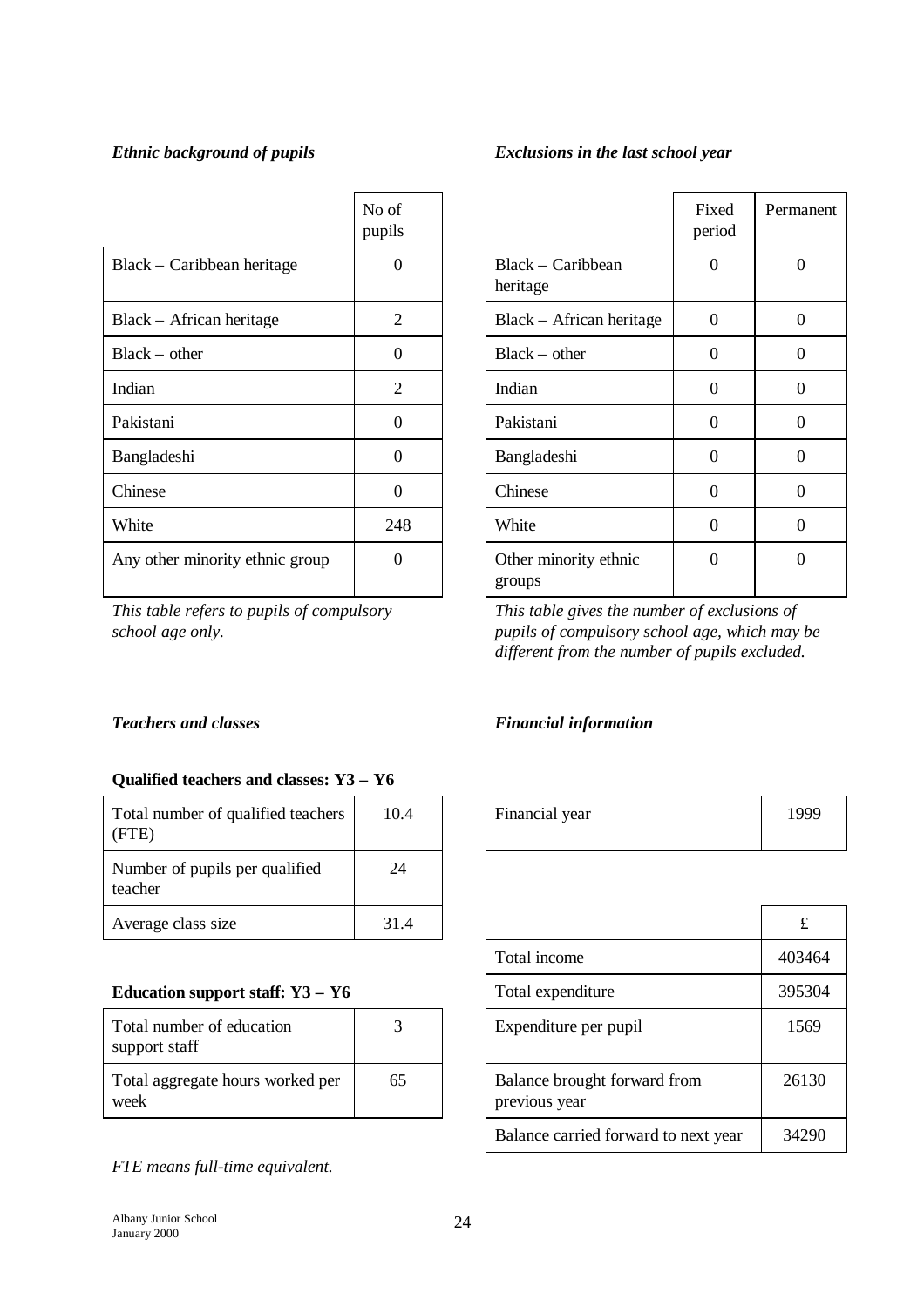*Ethnic background of pupils*

| | No of pupils |
|---|---|
| Black – Caribbean heritage | 0 |
| Black – African heritage | 2 |
| Black – other | 0 |
| Indian | 2 |
| Pakistani | 0 |
| Bangladeshi | 0 |
| Chinese | 0 |
| White | 248 |
| Any other minority ethnic group | 0 |

*This table refers to pupils of compulsory school age only.*

*Exclusions in the last school year*

| | Fixed period | Permanent |
|---|---|---|
| Black – Caribbean heritage | 0 | 0 |
| Black – African heritage | 0 | 0 |
| Black – other | 0 | 0 |
| Indian | 0 | 0 |
| Pakistani | 0 | 0 |
| Bangladeshi | 0 | 0 |
| Chinese | 0 | 0 |
| White | 0 | 0 |
| Other minority ethnic groups | 0 | 0 |

*This table gives the number of exclusions of pupils of compulsory school age, which may be different from the number of pupils excluded.*

*Teachers and classes*

**Qualified teachers and classes: Y3 – Y6**

| | |
|---|---|
| Total number of qualified teachers (FTE) | 10.4 |
| Number of pupils per qualified teacher | 24 |
| Average class size | 31.4 |

**Education support staff: Y3 – Y6**

| | |
|---|---|
| Total number of education support staff | 3 |
| Total aggregate hours worked per week | 65 |

*FTE means full-time equivalent.*

*Financial information*

| | |
|---|---|
| Financial year | 1999 |

| | £ |
|---|---|
| Total income | 403464 |
| Total expenditure | 395304 |
| Expenditure per pupil | 1569 |
| Balance brought forward from previous year | 26130 |
| Balance carried forward to next year | 34290 |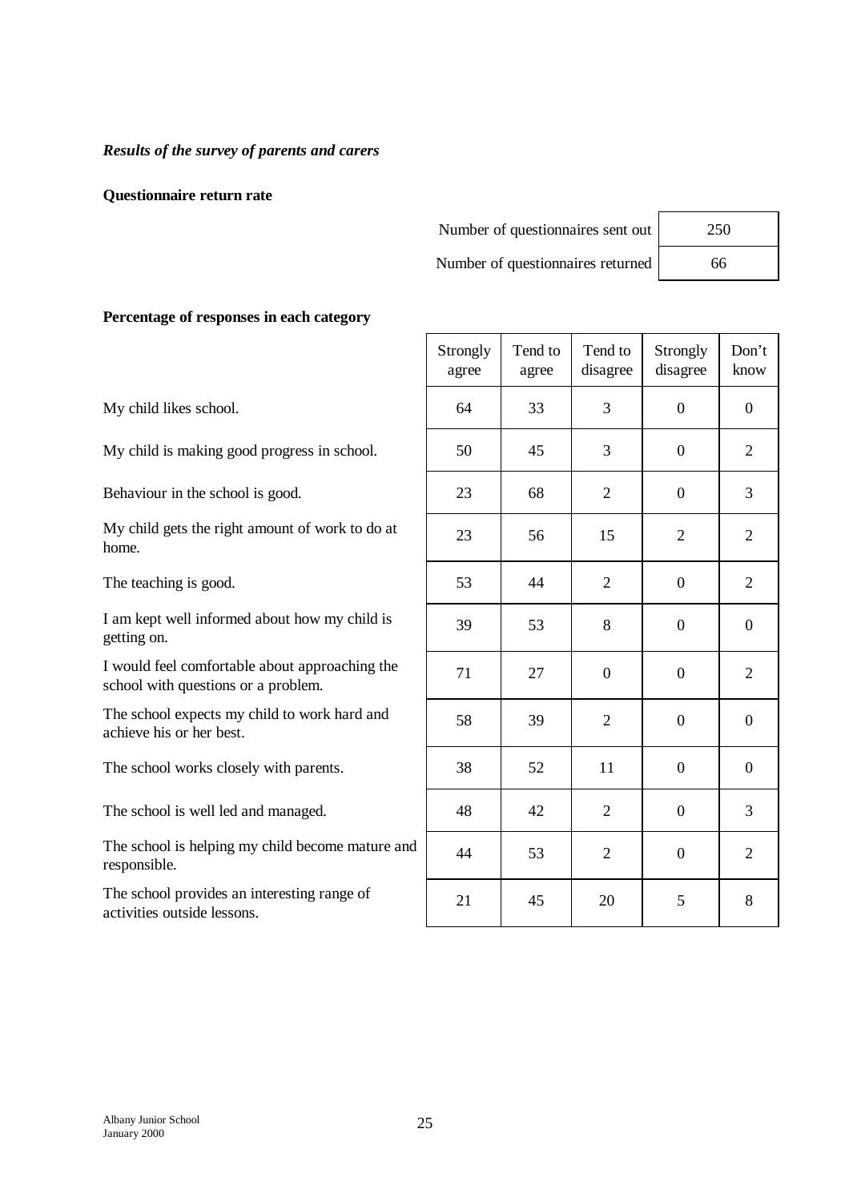***Results of the survey of parents and carers***

**Questionnaire return rate**

| | |
|---|---|
| Number of questionnaires sent out | 250 |
| Number of questionnaires returned | 66 |

**Percentage of responses in each category**

| | Strongly agree | Tend to agree | Tend to disagree | Strongly disagree | Don't know |
|---|---|---|---|---|---|
| My child likes school. | 64 | 33 | 3 | 0 | 0 |
| My child is making good progress in school. | 50 | 45 | 3 | 0 | 2 |
| Behaviour in the school is good. | 23 | 68 | 2 | 0 | 3 |
| My child gets the right amount of work to do at home. | 23 | 56 | 15 | 2 | 2 |
| The teaching is good. | 53 | 44 | 2 | 0 | 2 |
| I am kept well informed about how my child is getting on. | 39 | 53 | 8 | 0 | 0 |
| I would feel comfortable about approaching the school with questions or a problem. | 71 | 27 | 0 | 0 | 2 |
| The school expects my child to work hard and achieve his or her best. | 58 | 39 | 2 | 0 | 0 |
| The school works closely with parents. | 38 | 52 | 11 | 0 | 0 |
| The school is well led and managed. | 48 | 42 | 2 | 0 | 3 |
| The school is helping my child become mature and responsible. | 44 | 53 | 2 | 0 | 2 |
| The school provides an interesting range of activities outside lessons. | 21 | 45 | 20 | 5 | 8 |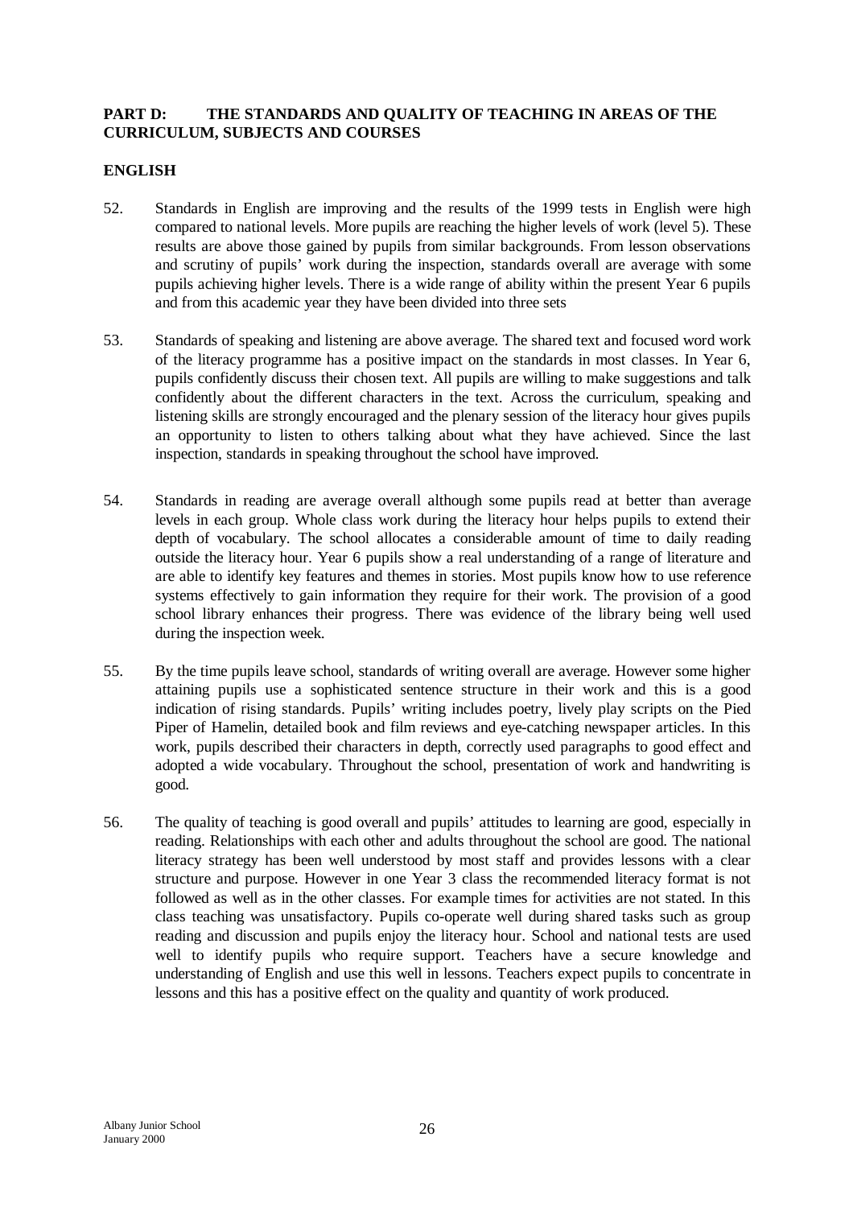## PART D: THE STANDARDS AND QUALITY OF TEACHING IN AREAS OF THE CURRICULUM, SUBJECTS AND COURSES

### ENGLISH

52. Standards in English are improving and the results of the 1999 tests in English were high compared to national levels. More pupils are reaching the higher levels of work (level 5). These results are above those gained by pupils from similar backgrounds. From lesson observations and scrutiny of pupils' work during the inspection, standards overall are average with some pupils achieving higher levels. There is a wide range of ability within the present Year 6 pupils and from this academic year they have been divided into three sets

53. Standards of speaking and listening are above average. The shared text and focused word work of the literacy programme has a positive impact on the standards in most classes. In Year 6, pupils confidently discuss their chosen text. All pupils are willing to make suggestions and talk confidently about the different characters in the text. Across the curriculum, speaking and listening skills are strongly encouraged and the plenary session of the literacy hour gives pupils an opportunity to listen to others talking about what they have achieved. Since the last inspection, standards in speaking throughout the school have improved.

54. Standards in reading are average overall although some pupils read at better than average levels in each group. Whole class work during the literacy hour helps pupils to extend their depth of vocabulary. The school allocates a considerable amount of time to daily reading outside the literacy hour. Year 6 pupils show a real understanding of a range of literature and are able to identify key features and themes in stories. Most pupils know how to use reference systems effectively to gain information they require for their work. The provision of a good school library enhances their progress. There was evidence of the library being well used during the inspection week.

55. By the time pupils leave school, standards of writing overall are average. However some higher attaining pupils use a sophisticated sentence structure in their work and this is a good indication of rising standards. Pupils' writing includes poetry, lively play scripts on the Pied Piper of Hamelin, detailed book and film reviews and eye-catching newspaper articles. In this work, pupils described their characters in depth, correctly used paragraphs to good effect and adopted a wide vocabulary. Throughout the school, presentation of work and handwriting is good.

56. The quality of teaching is good overall and pupils' attitudes to learning are good, especially in reading. Relationships with each other and adults throughout the school are good. The national literacy strategy has been well understood by most staff and provides lessons with a clear structure and purpose. However in one Year 3 class the recommended literacy format is not followed as well as in the other classes. For example times for activities are not stated. In this class teaching was unsatisfactory. Pupils co-operate well during shared tasks such as group reading and discussion and pupils enjoy the literacy hour. School and national tests are used well to identify pupils who require support. Teachers have a secure knowledge and understanding of English and use this well in lessons. Teachers expect pupils to concentrate in lessons and this has a positive effect on the quality and quantity of work produced.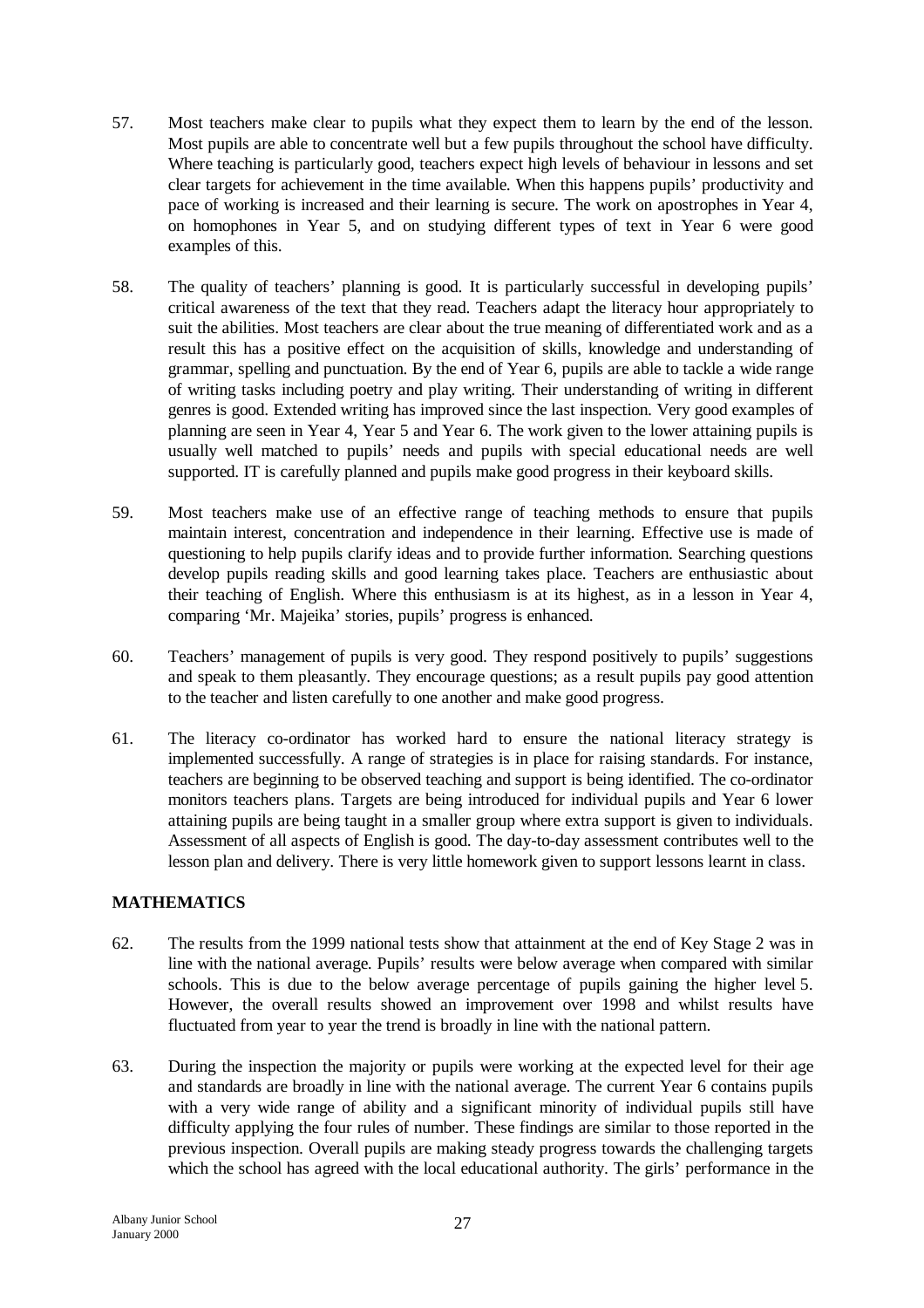57. Most teachers make clear to pupils what they expect them to learn by the end of the lesson. Most pupils are able to concentrate well but a few pupils throughout the school have difficulty. Where teaching is particularly good, teachers expect high levels of behaviour in lessons and set clear targets for achievement in the time available. When this happens pupils' productivity and pace of working is increased and their learning is secure. The work on apostrophes in Year 4, on homophones in Year 5, and on studying different types of text in Year 6 were good examples of this.

58. The quality of teachers' planning is good. It is particularly successful in developing pupils' critical awareness of the text that they read. Teachers adapt the literacy hour appropriately to suit the abilities. Most teachers are clear about the true meaning of differentiated work and as a result this has a positive effect on the acquisition of skills, knowledge and understanding of grammar, spelling and punctuation. By the end of Year 6, pupils are able to tackle a wide range of writing tasks including poetry and play writing. Their understanding of writing in different genres is good. Extended writing has improved since the last inspection. Very good examples of planning are seen in Year 4, Year 5 and Year 6. The work given to the lower attaining pupils is usually well matched to pupils' needs and pupils with special educational needs are well supported. IT is carefully planned and pupils make good progress in their keyboard skills.

59. Most teachers make use of an effective range of teaching methods to ensure that pupils maintain interest, concentration and independence in their learning. Effective use is made of questioning to help pupils clarify ideas and to provide further information. Searching questions develop pupils reading skills and good learning takes place. Teachers are enthusiastic about their teaching of English. Where this enthusiasm is at its highest, as in a lesson in Year 4, comparing 'Mr. Majeika' stories, pupils' progress is enhanced.

60. Teachers' management of pupils is very good. They respond positively to pupils' suggestions and speak to them pleasantly. They encourage questions; as a result pupils pay good attention to the teacher and listen carefully to one another and make good progress.

61. The literacy co-ordinator has worked hard to ensure the national literacy strategy is implemented successfully. A range of strategies is in place for raising standards. For instance, teachers are beginning to be observed teaching and support is being identified. The co-ordinator monitors teachers plans. Targets are being introduced for individual pupils and Year 6 lower attaining pupils are being taught in a smaller group where extra support is given to individuals. Assessment of all aspects of English is good. The day-to-day assessment contributes well to the lesson plan and delivery. There is very little homework given to support lessons learnt in class.

## MATHEMATICS

62. The results from the 1999 national tests show that attainment at the end of Key Stage 2 was in line with the national average. Pupils' results were below average when compared with similar schools. This is due to the below average percentage of pupils gaining the higher level 5. However, the overall results showed an improvement over 1998 and whilst results have fluctuated from year to year the trend is broadly in line with the national pattern.

63. During the inspection the majority or pupils were working at the expected level for their age and standards are broadly in line with the national average. The current Year 6 contains pupils with a very wide range of ability and a significant minority of individual pupils still have difficulty applying the four rules of number. These findings are similar to those reported in the previous inspection. Overall pupils are making steady progress towards the challenging targets which the school has agreed with the local educational authority. The girls' performance in the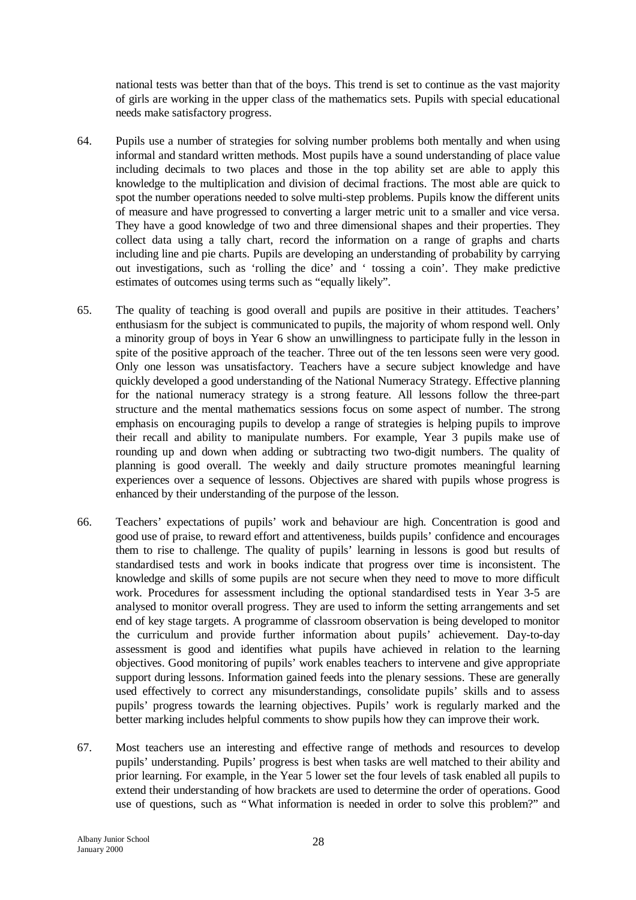national tests was better than that of the boys. This trend is set to continue as the vast majority of girls are working in the upper class of the mathematics sets. Pupils with special educational needs make satisfactory progress.

64. Pupils use a number of strategies for solving number problems both mentally and when using informal and standard written methods. Most pupils have a sound understanding of place value including decimals to two places and those in the top ability set are able to apply this knowledge to the multiplication and division of decimal fractions. The most able are quick to spot the number operations needed to solve multi-step problems. Pupils know the different units of measure and have progressed to converting a larger metric unit to a smaller and vice versa. They have a good knowledge of two and three dimensional shapes and their properties. They collect data using a tally chart, record the information on a range of graphs and charts including line and pie charts. Pupils are developing an understanding of probability by carrying out investigations, such as 'rolling the dice' and ' tossing a coin'. They make predictive estimates of outcomes using terms such as "equally likely".

65. The quality of teaching is good overall and pupils are positive in their attitudes. Teachers' enthusiasm for the subject is communicated to pupils, the majority of whom respond well. Only a minority group of boys in Year 6 show an unwillingness to participate fully in the lesson in spite of the positive approach of the teacher. Three out of the ten lessons seen were very good. Only one lesson was unsatisfactory. Teachers have a secure subject knowledge and have quickly developed a good understanding of the National Numeracy Strategy. Effective planning for the national numeracy strategy is a strong feature. All lessons follow the three-part structure and the mental mathematics sessions focus on some aspect of number. The strong emphasis on encouraging pupils to develop a range of strategies is helping pupils to improve their recall and ability to manipulate numbers. For example, Year 3 pupils make use of rounding up and down when adding or subtracting two two-digit numbers. The quality of planning is good overall. The weekly and daily structure promotes meaningful learning experiences over a sequence of lessons. Objectives are shared with pupils whose progress is enhanced by their understanding of the purpose of the lesson.

66. Teachers' expectations of pupils' work and behaviour are high. Concentration is good and good use of praise, to reward effort and attentiveness, builds pupils' confidence and encourages them to rise to challenge. The quality of pupils' learning in lessons is good but results of standardised tests and work in books indicate that progress over time is inconsistent. The knowledge and skills of some pupils are not secure when they need to move to more difficult work. Procedures for assessment including the optional standardised tests in Year 3-5 are analysed to monitor overall progress. They are used to inform the setting arrangements and set end of key stage targets. A programme of classroom observation is being developed to monitor the curriculum and provide further information about pupils' achievement. Day-to-day assessment is good and identifies what pupils have achieved in relation to the learning objectives. Good monitoring of pupils' work enables teachers to intervene and give appropriate support during lessons. Information gained feeds into the plenary sessions. These are generally used effectively to correct any misunderstandings, consolidate pupils' skills and to assess pupils' progress towards the learning objectives. Pupils' work is regularly marked and the better marking includes helpful comments to show pupils how they can improve their work.

67. Most teachers use an interesting and effective range of methods and resources to develop pupils' understanding. Pupils' progress is best when tasks are well matched to their ability and prior learning. For example, in the Year 5 lower set the four levels of task enabled all pupils to extend their understanding of how brackets are used to determine the order of operations. Good use of questions, such as "What information is needed in order to solve this problem?" and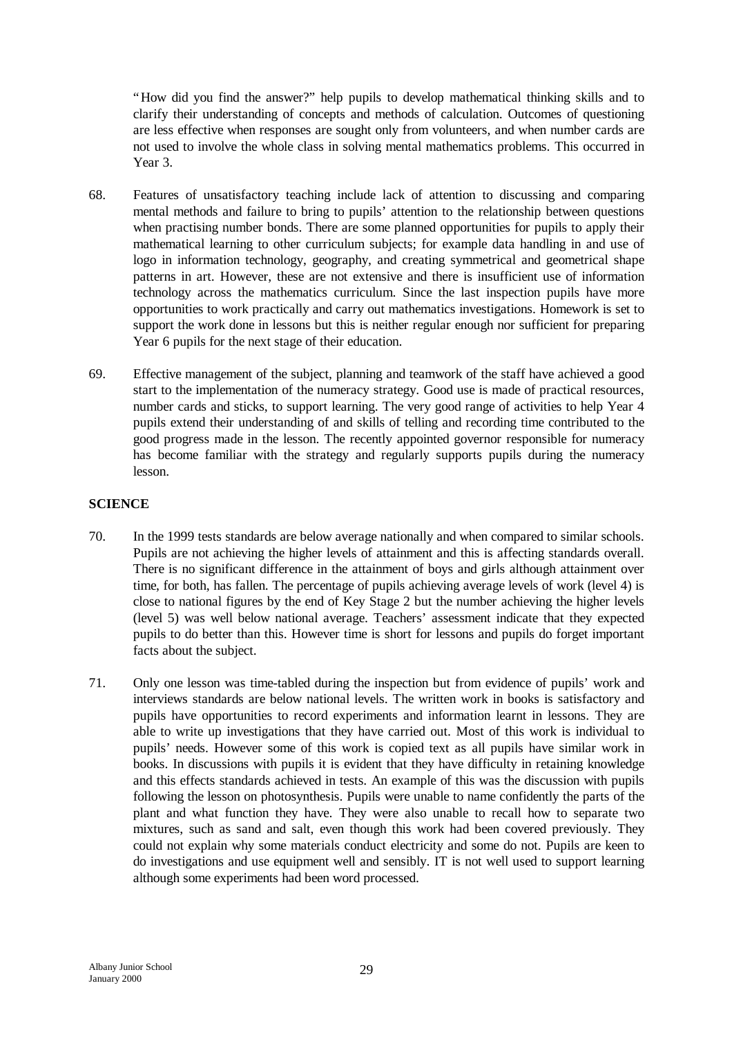"How did you find the answer?" help pupils to develop mathematical thinking skills and to clarify their understanding of concepts and methods of calculation. Outcomes of questioning are less effective when responses are sought only from volunteers, and when number cards are not used to involve the whole class in solving mental mathematics problems. This occurred in Year 3.

68. Features of unsatisfactory teaching include lack of attention to discussing and comparing mental methods and failure to bring to pupils' attention to the relationship between questions when practising number bonds. There are some planned opportunities for pupils to apply their mathematical learning to other curriculum subjects; for example data handling in and use of logo in information technology, geography, and creating symmetrical and geometrical shape patterns in art. However, these are not extensive and there is insufficient use of information technology across the mathematics curriculum. Since the last inspection pupils have more opportunities to work practically and carry out mathematics investigations. Homework is set to support the work done in lessons but this is neither regular enough nor sufficient for preparing Year 6 pupils for the next stage of their education.

69. Effective management of the subject, planning and teamwork of the staff have achieved a good start to the implementation of the numeracy strategy. Good use is made of practical resources, number cards and sticks, to support learning. The very good range of activities to help Year 4 pupils extend their understanding of and skills of telling and recording time contributed to the good progress made in the lesson. The recently appointed governor responsible for numeracy has become familiar with the strategy and regularly supports pupils during the numeracy lesson.

**SCIENCE**

70. In the 1999 tests standards are below average nationally and when compared to similar schools. Pupils are not achieving the higher levels of attainment and this is affecting standards overall. There is no significant difference in the attainment of boys and girls although attainment over time, for both, has fallen. The percentage of pupils achieving average levels of work (level 4) is close to national figures by the end of Key Stage 2 but the number achieving the higher levels (level 5) was well below national average. Teachers' assessment indicate that they expected pupils to do better than this. However time is short for lessons and pupils do forget important facts about the subject.

71. Only one lesson was time-tabled during the inspection but from evidence of pupils' work and interviews standards are below national levels. The written work in books is satisfactory and pupils have opportunities to record experiments and information learnt in lessons. They are able to write up investigations that they have carried out. Most of this work is individual to pupils' needs. However some of this work is copied text as all pupils have similar work in books. In discussions with pupils it is evident that they have difficulty in retaining knowledge and this effects standards achieved in tests. An example of this was the discussion with pupils following the lesson on photosynthesis. Pupils were unable to name confidently the parts of the plant and what function they have. They were also unable to recall how to separate two mixtures, such as sand and salt, even though this work had been covered previously. They could not explain why some materials conduct electricity and some do not. Pupils are keen to do investigations and use equipment well and sensibly. IT is not well used to support learning although some experiments had been word processed.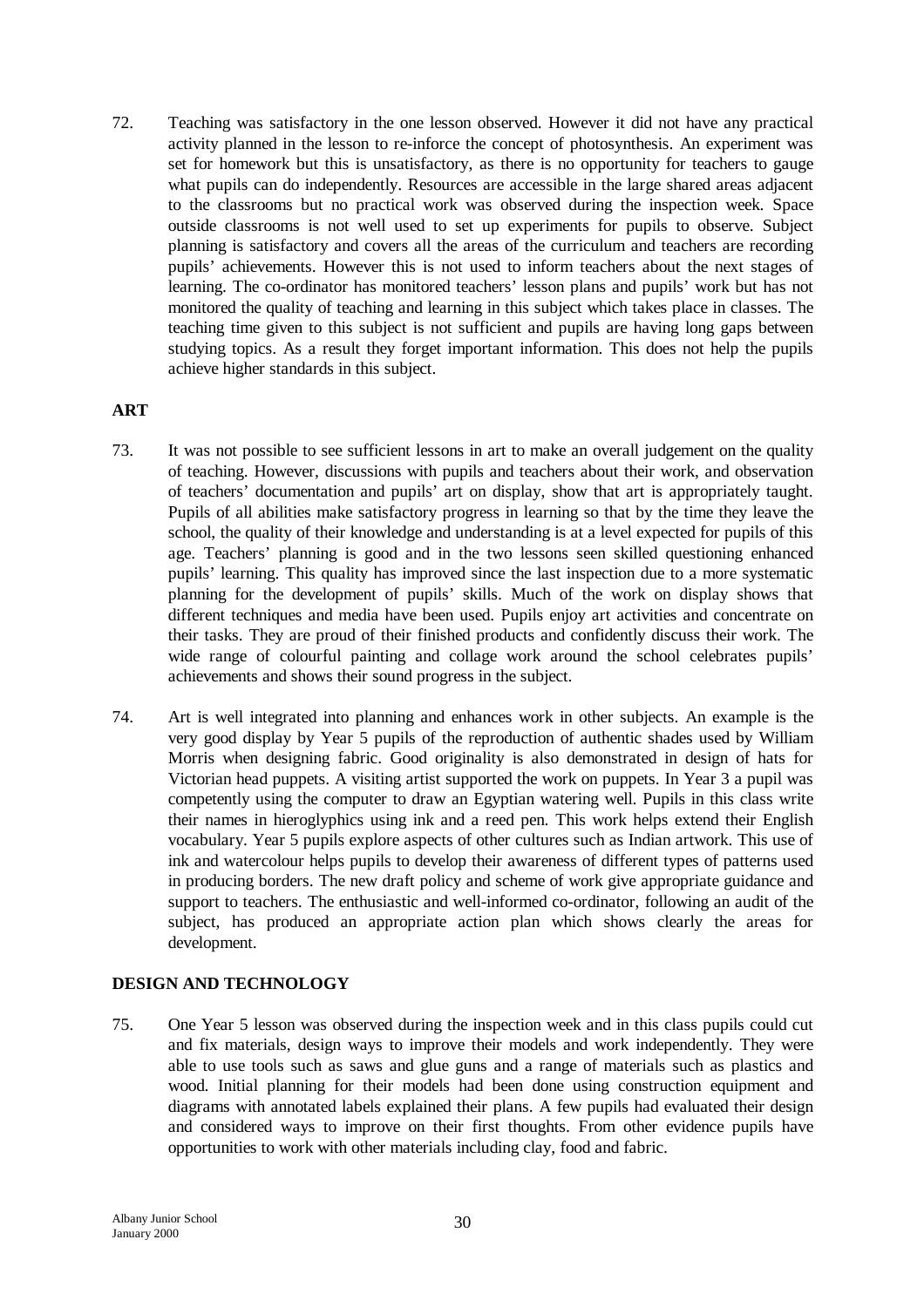72. Teaching was satisfactory in the one lesson observed. However it did not have any practical activity planned in the lesson to re-inforce the concept of photosynthesis. An experiment was set for homework but this is unsatisfactory, as there is no opportunity for teachers to gauge what pupils can do independently. Resources are accessible in the large shared areas adjacent to the classrooms but no practical work was observed during the inspection week. Space outside classrooms is not well used to set up experiments for pupils to observe. Subject planning is satisfactory and covers all the areas of the curriculum and teachers are recording pupils' achievements. However this is not used to inform teachers about the next stages of learning. The co-ordinator has monitored teachers' lesson plans and pupils' work but has not monitored the quality of teaching and learning in this subject which takes place in classes. The teaching time given to this subject is not sufficient and pupils are having long gaps between studying topics. As a result they forget important information. This does not help the pupils achieve higher standards in this subject.

## ART

73. It was not possible to see sufficient lessons in art to make an overall judgement on the quality of teaching. However, discussions with pupils and teachers about their work, and observation of teachers' documentation and pupils' art on display, show that art is appropriately taught. Pupils of all abilities make satisfactory progress in learning so that by the time they leave the school, the quality of their knowledge and understanding is at a level expected for pupils of this age. Teachers' planning is good and in the two lessons seen skilled questioning enhanced pupils' learning. This quality has improved since the last inspection due to a more systematic planning for the development of pupils' skills. Much of the work on display shows that different techniques and media have been used. Pupils enjoy art activities and concentrate on their tasks. They are proud of their finished products and confidently discuss their work. The wide range of colourful painting and collage work around the school celebrates pupils' achievements and shows their sound progress in the subject.

74. Art is well integrated into planning and enhances work in other subjects. An example is the very good display by Year 5 pupils of the reproduction of authentic shades used by William Morris when designing fabric. Good originality is also demonstrated in design of hats for Victorian head puppets. A visiting artist supported the work on puppets. In Year 3 a pupil was competently using the computer to draw an Egyptian watering well. Pupils in this class write their names in hieroglyphics using ink and a reed pen. This work helps extend their English vocabulary. Year 5 pupils explore aspects of other cultures such as Indian artwork. This use of ink and watercolour helps pupils to develop their awareness of different types of patterns used in producing borders. The new draft policy and scheme of work give appropriate guidance and support to teachers. The enthusiastic and well-informed co-ordinator, following an audit of the subject, has produced an appropriate action plan which shows clearly the areas for development.

## DESIGN AND TECHNOLOGY

75. One Year 5 lesson was observed during the inspection week and in this class pupils could cut and fix materials, design ways to improve their models and work independently. They were able to use tools such as saws and glue guns and a range of materials such as plastics and wood. Initial planning for their models had been done using construction equipment and diagrams with annotated labels explained their plans. A few pupils had evaluated their design and considered ways to improve on their first thoughts. From other evidence pupils have opportunities to work with other materials including clay, food and fabric.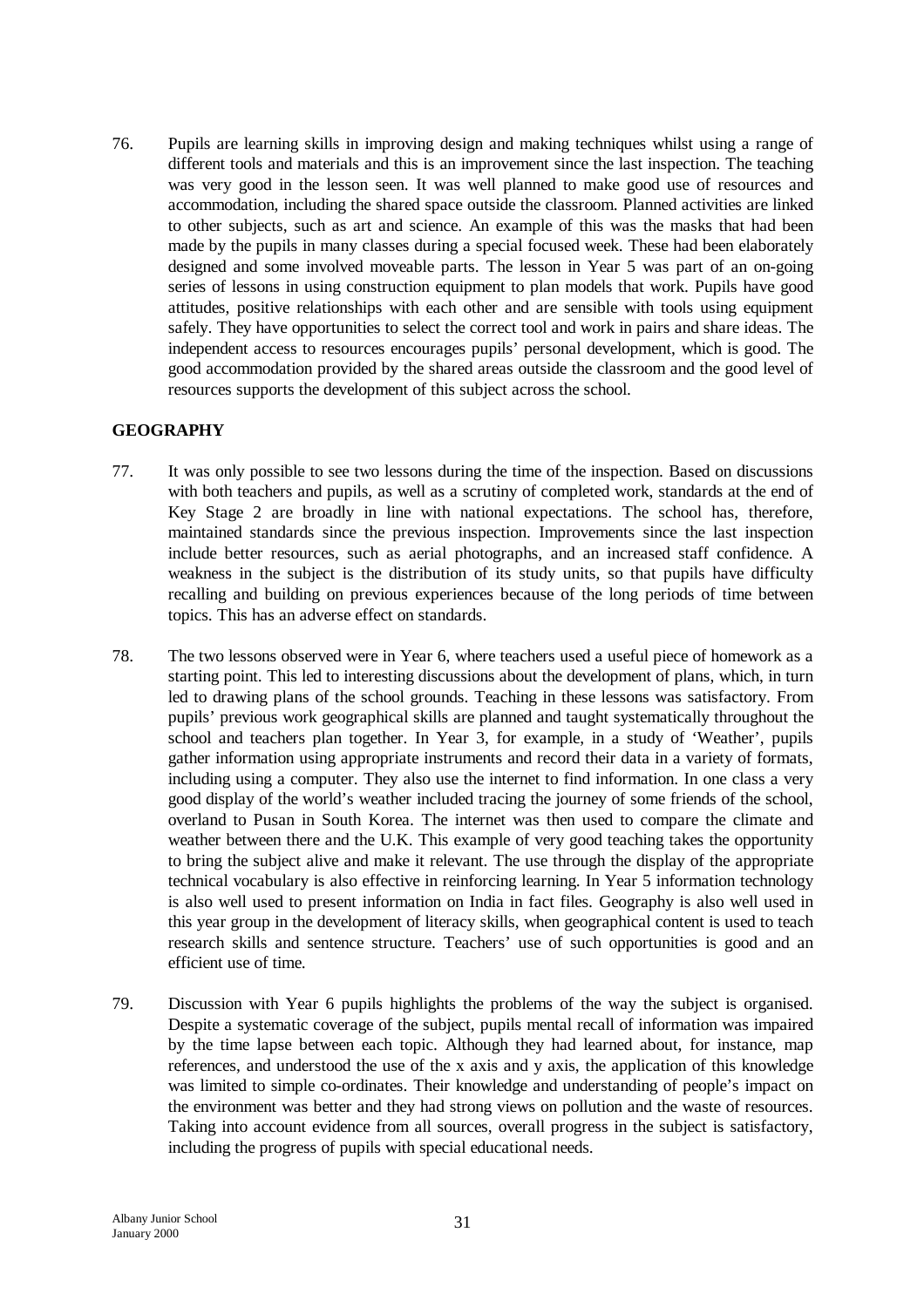76. Pupils are learning skills in improving design and making techniques whilst using a range of different tools and materials and this is an improvement since the last inspection. The teaching was very good in the lesson seen. It was well planned to make good use of resources and accommodation, including the shared space outside the classroom. Planned activities are linked to other subjects, such as art and science. An example of this was the masks that had been made by the pupils in many classes during a special focused week. These had been elaborately designed and some involved moveable parts. The lesson in Year 5 was part of an on-going series of lessons in using construction equipment to plan models that work. Pupils have good attitudes, positive relationships with each other and are sensible with tools using equipment safely. They have opportunities to select the correct tool and work in pairs and share ideas. The independent access to resources encourages pupils' personal development, which is good. The good accommodation provided by the shared areas outside the classroom and the good level of resources supports the development of this subject across the school.

## GEOGRAPHY

77. It was only possible to see two lessons during the time of the inspection. Based on discussions with both teachers and pupils, as well as a scrutiny of completed work, standards at the end of Key Stage 2 are broadly in line with national expectations. The school has, therefore, maintained standards since the previous inspection. Improvements since the last inspection include better resources, such as aerial photographs, and an increased staff confidence. A weakness in the subject is the distribution of its study units, so that pupils have difficulty recalling and building on previous experiences because of the long periods of time between topics. This has an adverse effect on standards.

78. The two lessons observed were in Year 6, where teachers used a useful piece of homework as a starting point. This led to interesting discussions about the development of plans, which, in turn led to drawing plans of the school grounds. Teaching in these lessons was satisfactory. From pupils' previous work geographical skills are planned and taught systematically throughout the school and teachers plan together. In Year 3, for example, in a study of 'Weather', pupils gather information using appropriate instruments and record their data in a variety of formats, including using a computer. They also use the internet to find information. In one class a very good display of the world's weather included tracing the journey of some friends of the school, overland to Pusan in South Korea. The internet was then used to compare the climate and weather between there and the U.K. This example of very good teaching takes the opportunity to bring the subject alive and make it relevant. The use through the display of the appropriate technical vocabulary is also effective in reinforcing learning. In Year 5 information technology is also well used to present information on India in fact files. Geography is also well used in this year group in the development of literacy skills, when geographical content is used to teach research skills and sentence structure. Teachers' use of such opportunities is good and an efficient use of time.

79. Discussion with Year 6 pupils highlights the problems of the way the subject is organised. Despite a systematic coverage of the subject, pupils mental recall of information was impaired by the time lapse between each topic. Although they had learned about, for instance, map references, and understood the use of the x axis and y axis, the application of this knowledge was limited to simple co-ordinates. Their knowledge and understanding of people's impact on the environment was better and they had strong views on pollution and the waste of resources. Taking into account evidence from all sources, overall progress in the subject is satisfactory, including the progress of pupils with special educational needs.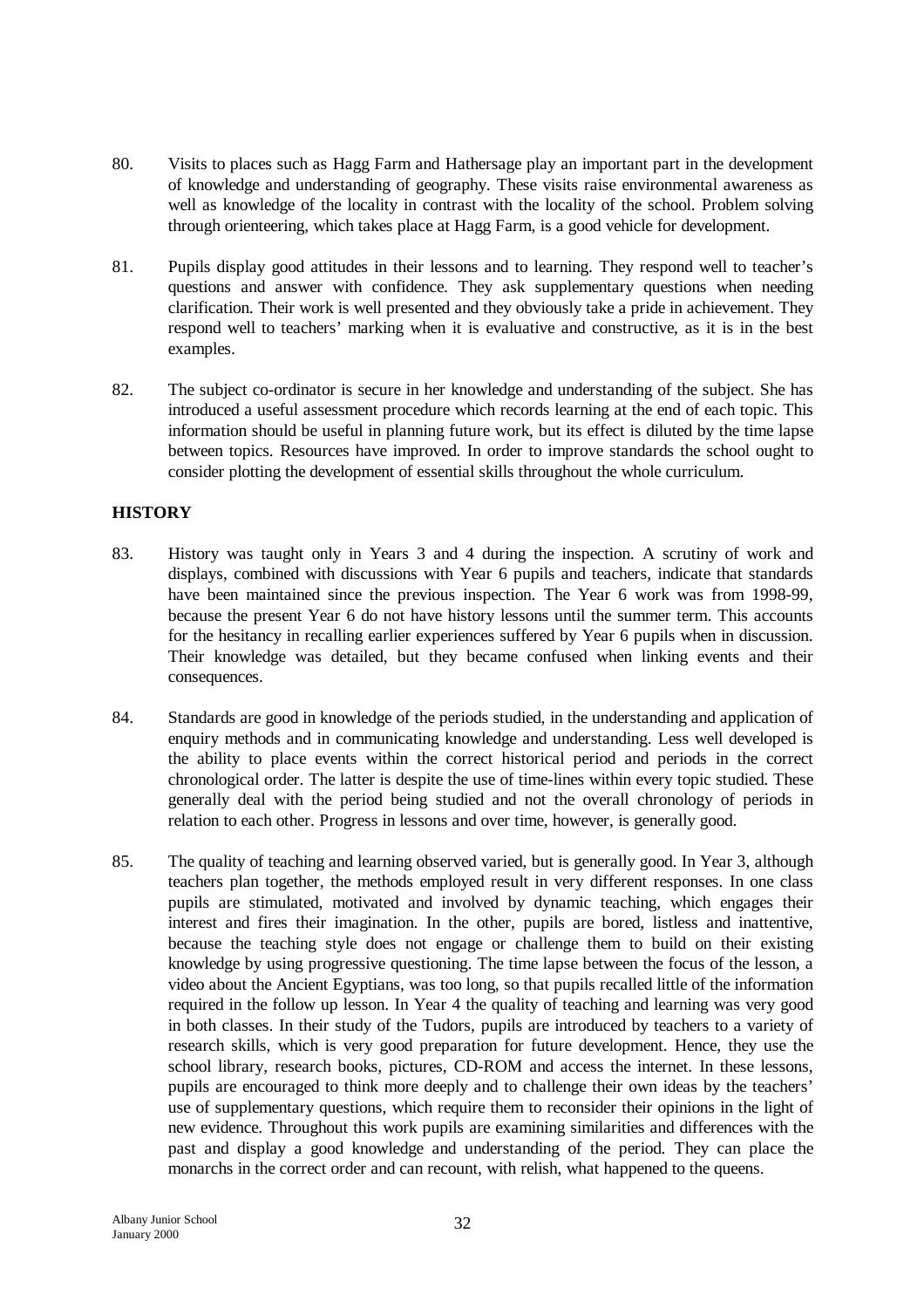80. Visits to places such as Hagg Farm and Hathersage play an important part in the development of knowledge and understanding of geography. These visits raise environmental awareness as well as knowledge of the locality in contrast with the locality of the school. Problem solving through orienteering, which takes place at Hagg Farm, is a good vehicle for development.

81. Pupils display good attitudes in their lessons and to learning. They respond well to teacher's questions and answer with confidence. They ask supplementary questions when needing clarification. Their work is well presented and they obviously take a pride in achievement. They respond well to teachers' marking when it is evaluative and constructive, as it is in the best examples.

82. The subject co-ordinator is secure in her knowledge and understanding of the subject. She has introduced a useful assessment procedure which records learning at the end of each topic. This information should be useful in planning future work, but its effect is diluted by the time lapse between topics. Resources have improved. In order to improve standards the school ought to consider plotting the development of essential skills throughout the whole curriculum.

## HISTORY

83. History was taught only in Years 3 and 4 during the inspection. A scrutiny of work and displays, combined with discussions with Year 6 pupils and teachers, indicate that standards have been maintained since the previous inspection. The Year 6 work was from 1998-99, because the present Year 6 do not have history lessons until the summer term. This accounts for the hesitancy in recalling earlier experiences suffered by Year 6 pupils when in discussion. Their knowledge was detailed, but they became confused when linking events and their consequences.

84. Standards are good in knowledge of the periods studied, in the understanding and application of enquiry methods and in communicating knowledge and understanding. Less well developed is the ability to place events within the correct historical period and periods in the correct chronological order. The latter is despite the use of time-lines within every topic studied. These generally deal with the period being studied and not the overall chronology of periods in relation to each other. Progress in lessons and over time, however, is generally good.

85. The quality of teaching and learning observed varied, but is generally good. In Year 3, although teachers plan together, the methods employed result in very different responses. In one class pupils are stimulated, motivated and involved by dynamic teaching, which engages their interest and fires their imagination. In the other, pupils are bored, listless and inattentive, because the teaching style does not engage or challenge them to build on their existing knowledge by using progressive questioning. The time lapse between the focus of the lesson, a video about the Ancient Egyptians, was too long, so that pupils recalled little of the information required in the follow up lesson. In Year 4 the quality of teaching and learning was very good in both classes. In their study of the Tudors, pupils are introduced by teachers to a variety of research skills, which is very good preparation for future development. Hence, they use the school library, research books, pictures, CD-ROM and access the internet. In these lessons, pupils are encouraged to think more deeply and to challenge their own ideas by the teachers' use of supplementary questions, which require them to reconsider their opinions in the light of new evidence. Throughout this work pupils are examining similarities and differences with the past and display a good knowledge and understanding of the period. They can place the monarchs in the correct order and can recount, with relish, what happened to the queens.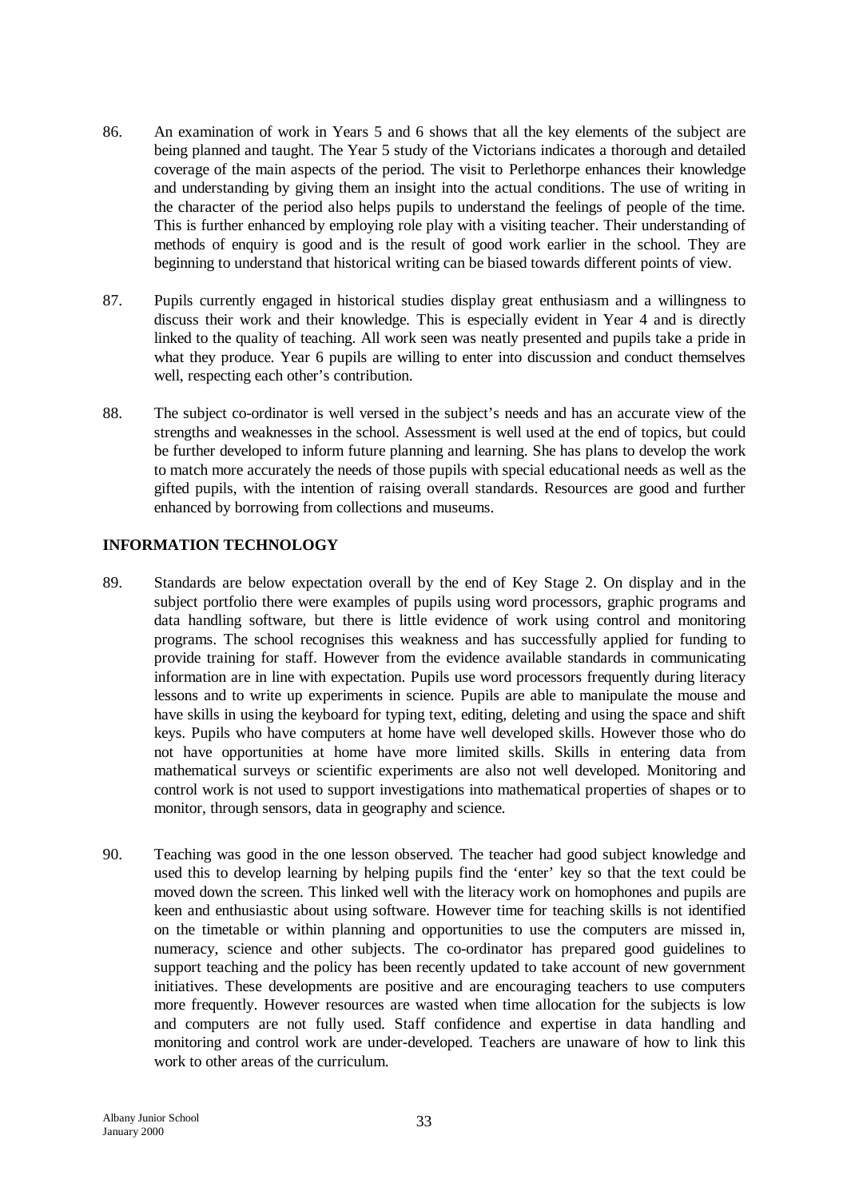86. An examination of work in Years 5 and 6 shows that all the key elements of the subject are being planned and taught. The Year 5 study of the Victorians indicates a thorough and detailed coverage of the main aspects of the period. The visit to Perlethorpe enhances their knowledge and understanding by giving them an insight into the actual conditions. The use of writing in the character of the period also helps pupils to understand the feelings of people of the time. This is further enhanced by employing role play with a visiting teacher. Their understanding of methods of enquiry is good and is the result of good work earlier in the school. They are beginning to understand that historical writing can be biased towards different points of view.

87. Pupils currently engaged in historical studies display great enthusiasm and a willingness to discuss their work and their knowledge. This is especially evident in Year 4 and is directly linked to the quality of teaching. All work seen was neatly presented and pupils take a pride in what they produce. Year 6 pupils are willing to enter into discussion and conduct themselves well, respecting each other's contribution.

88. The subject co-ordinator is well versed in the subject's needs and has an accurate view of the strengths and weaknesses in the school. Assessment is well used at the end of topics, but could be further developed to inform future planning and learning. She has plans to develop the work to match more accurately the needs of those pupils with special educational needs as well as the gifted pupils, with the intention of raising overall standards. Resources are good and further enhanced by borrowing from collections and museums.

## INFORMATION TECHNOLOGY

89. Standards are below expectation overall by the end of Key Stage 2. On display and in the subject portfolio there were examples of pupils using word processors, graphic programs and data handling software, but there is little evidence of work using control and monitoring programs. The school recognises this weakness and has successfully applied for funding to provide training for staff. However from the evidence available standards in communicating information are in line with expectation. Pupils use word processors frequently during literacy lessons and to write up experiments in science. Pupils are able to manipulate the mouse and have skills in using the keyboard for typing text, editing, deleting and using the space and shift keys. Pupils who have computers at home have well developed skills. However those who do not have opportunities at home have more limited skills. Skills in entering data from mathematical surveys or scientific experiments are also not well developed. Monitoring and control work is not used to support investigations into mathematical properties of shapes or to monitor, through sensors, data in geography and science.

90. Teaching was good in the one lesson observed. The teacher had good subject knowledge and used this to develop learning by helping pupils find the 'enter' key so that the text could be moved down the screen. This linked well with the literacy work on homophones and pupils are keen and enthusiastic about using software. However time for teaching skills is not identified on the timetable or within planning and opportunities to use the computers are missed in, numeracy, science and other subjects. The co-ordinator has prepared good guidelines to support teaching and the policy has been recently updated to take account of new government initiatives. These developments are positive and are encouraging teachers to use computers more frequently. However resources are wasted when time allocation for the subjects is low and computers are not fully used. Staff confidence and expertise in data handling and monitoring and control work are under-developed. Teachers are unaware of how to link this work to other areas of the curriculum.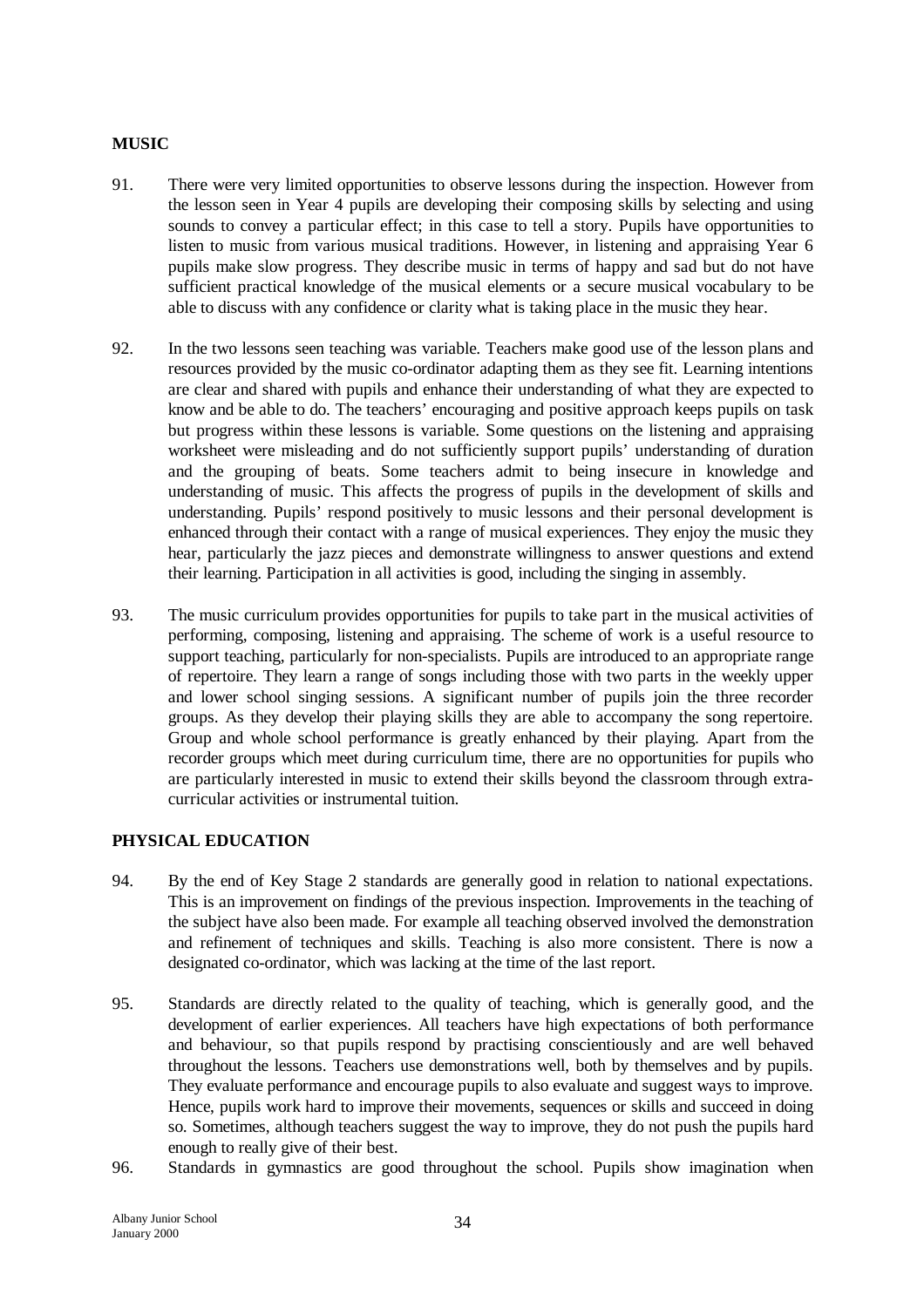## MUSIC

91. There were very limited opportunities to observe lessons during the inspection. However from the lesson seen in Year 4 pupils are developing their composing skills by selecting and using sounds to convey a particular effect; in this case to tell a story. Pupils have opportunities to listen to music from various musical traditions. However, in listening and appraising Year 6 pupils make slow progress. They describe music in terms of happy and sad but do not have sufficient practical knowledge of the musical elements or a secure musical vocabulary to be able to discuss with any confidence or clarity what is taking place in the music they hear.

92. In the two lessons seen teaching was variable. Teachers make good use of the lesson plans and resources provided by the music co-ordinator adapting them as they see fit. Learning intentions are clear and shared with pupils and enhance their understanding of what they are expected to know and be able to do. The teachers' encouraging and positive approach keeps pupils on task but progress within these lessons is variable. Some questions on the listening and appraising worksheet were misleading and do not sufficiently support pupils' understanding of duration and the grouping of beats. Some teachers admit to being insecure in knowledge and understanding of music. This affects the progress of pupils in the development of skills and understanding. Pupils' respond positively to music lessons and their personal development is enhanced through their contact with a range of musical experiences. They enjoy the music they hear, particularly the jazz pieces and demonstrate willingness to answer questions and extend their learning. Participation in all activities is good, including the singing in assembly.

93. The music curriculum provides opportunities for pupils to take part in the musical activities of performing, composing, listening and appraising. The scheme of work is a useful resource to support teaching, particularly for non-specialists. Pupils are introduced to an appropriate range of repertoire. They learn a range of songs including those with two parts in the weekly upper and lower school singing sessions. A significant number of pupils join the three recorder groups. As they develop their playing skills they are able to accompany the song repertoire. Group and whole school performance is greatly enhanced by their playing. Apart from the recorder groups which meet during curriculum time, there are no opportunities for pupils who are particularly interested in music to extend their skills beyond the classroom through extra-curricular activities or instrumental tuition.

## PHYSICAL EDUCATION

94. By the end of Key Stage 2 standards are generally good in relation to national expectations. This is an improvement on findings of the previous inspection. Improvements in the teaching of the subject have also been made. For example all teaching observed involved the demonstration and refinement of techniques and skills. Teaching is also more consistent. There is now a designated co-ordinator, which was lacking at the time of the last report.

95. Standards are directly related to the quality of teaching, which is generally good, and the development of earlier experiences. All teachers have high expectations of both performance and behaviour, so that pupils respond by practising conscientiously and are well behaved throughout the lessons. Teachers use demonstrations well, both by themselves and by pupils. They evaluate performance and encourage pupils to also evaluate and suggest ways to improve. Hence, pupils work hard to improve their movements, sequences or skills and succeed in doing so. Sometimes, although teachers suggest the way to improve, they do not push the pupils hard enough to really give of their best.

96. Standards in gymnastics are good throughout the school. Pupils show imagination when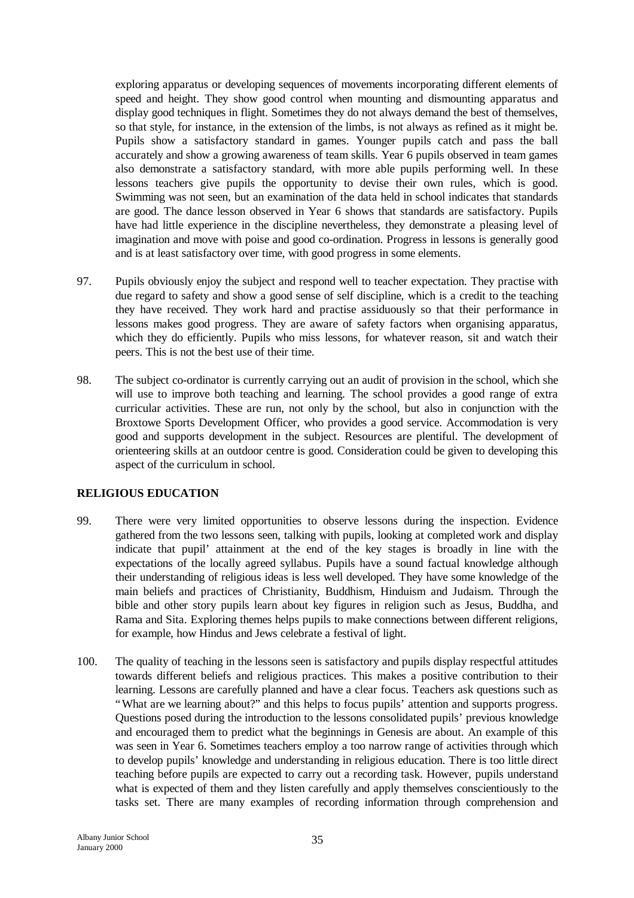exploring apparatus or developing sequences of movements incorporating different elements of speed and height. They show good control when mounting and dismounting apparatus and display good techniques in flight. Sometimes they do not always demand the best of themselves, so that style, for instance, in the extension of the limbs, is not always as refined as it might be. Pupils show a satisfactory standard in games. Younger pupils catch and pass the ball accurately and show a growing awareness of team skills. Year 6 pupils observed in team games also demonstrate a satisfactory standard, with more able pupils performing well. In these lessons teachers give pupils the opportunity to devise their own rules, which is good. Swimming was not seen, but an examination of the data held in school indicates that standards are good. The dance lesson observed in Year 6 shows that standards are satisfactory. Pupils have had little experience in the discipline nevertheless, they demonstrate a pleasing level of imagination and move with poise and good co-ordination. Progress in lessons is generally good and is at least satisfactory over time, with good progress in some elements.

97. Pupils obviously enjoy the subject and respond well to teacher expectation. They practise with due regard to safety and show a good sense of self discipline, which is a credit to the teaching they have received. They work hard and practise assiduously so that their performance in lessons makes good progress. They are aware of safety factors when organising apparatus, which they do efficiently. Pupils who miss lessons, for whatever reason, sit and watch their peers. This is not the best use of their time.

98. The subject co-ordinator is currently carrying out an audit of provision in the school, which she will use to improve both teaching and learning. The school provides a good range of extra curricular activities. These are run, not only by the school, but also in conjunction with the Broxtowe Sports Development Officer, who provides a good service. Accommodation is very good and supports development in the subject. Resources are plentiful. The development of orienteering skills at an outdoor centre is good. Consideration could be given to developing this aspect of the curriculum in school.

## RELIGIOUS EDUCATION

99. There were very limited opportunities to observe lessons during the inspection. Evidence gathered from the two lessons seen, talking with pupils, looking at completed work and display indicate that pupil' attainment at the end of the key stages is broadly in line with the expectations of the locally agreed syllabus. Pupils have a sound factual knowledge although their understanding of religious ideas is less well developed. They have some knowledge of the main beliefs and practices of Christianity, Buddhism, Hinduism and Judaism. Through the bible and other story pupils learn about key figures in religion such as Jesus, Buddha, and Rama and Sita. Exploring themes helps pupils to make connections between different religions, for example, how Hindus and Jews celebrate a festival of light.

100. The quality of teaching in the lessons seen is satisfactory and pupils display respectful attitudes towards different beliefs and religious practices. This makes a positive contribution to their learning. Lessons are carefully planned and have a clear focus. Teachers ask questions such as "What are we learning about?" and this helps to focus pupils' attention and supports progress. Questions posed during the introduction to the lessons consolidated pupils' previous knowledge and encouraged them to predict what the beginnings in Genesis are about. An example of this was seen in Year 6. Sometimes teachers employ a too narrow range of activities through which to develop pupils' knowledge and understanding in religious education. There is too little direct teaching before pupils are expected to carry out a recording task. However, pupils understand what is expected of them and they listen carefully and apply themselves conscientiously to the tasks set. There are many examples of recording information through comprehension and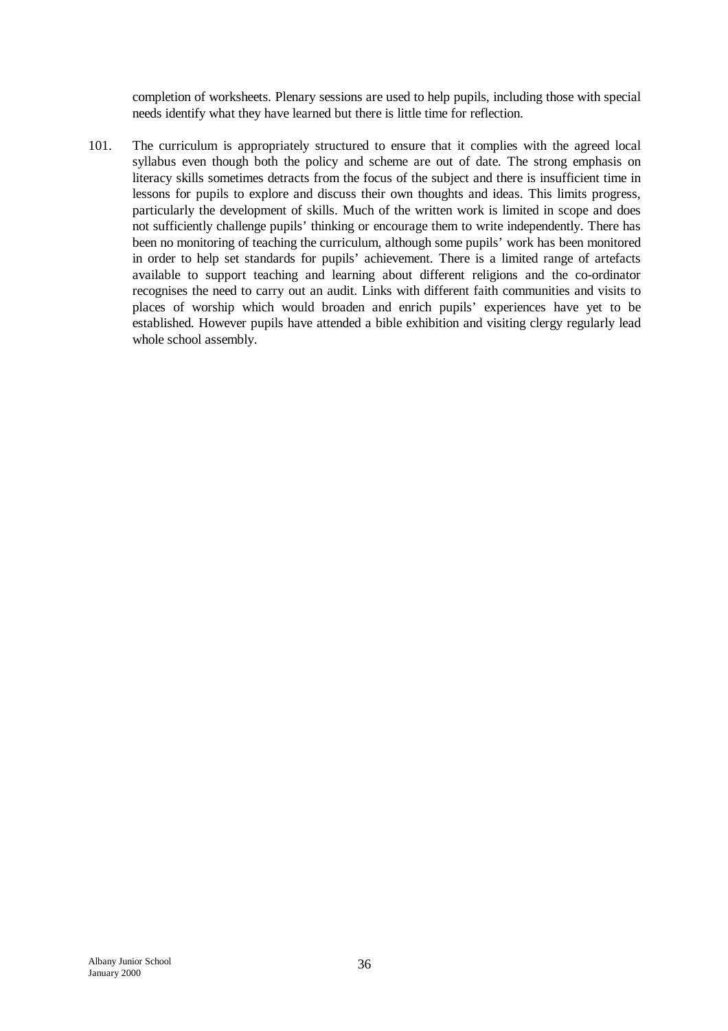completion of worksheets. Plenary sessions are used to help pupils, including those with special needs identify what they have learned but there is little time for reflection.

101. The curriculum is appropriately structured to ensure that it complies with the agreed local syllabus even though both the policy and scheme are out of date. The strong emphasis on literacy skills sometimes detracts from the focus of the subject and there is insufficient time in lessons for pupils to explore and discuss their own thoughts and ideas. This limits progress, particularly the development of skills. Much of the written work is limited in scope and does not sufficiently challenge pupils' thinking or encourage them to write independently. There has been no monitoring of teaching the curriculum, although some pupils' work has been monitored in order to help set standards for pupils' achievement. There is a limited range of artefacts available to support teaching and learning about different religions and the co-ordinator recognises the need to carry out an audit. Links with different faith communities and visits to places of worship which would broaden and enrich pupils' experiences have yet to be established. However pupils have attended a bible exhibition and visiting clergy regularly lead whole school assembly.